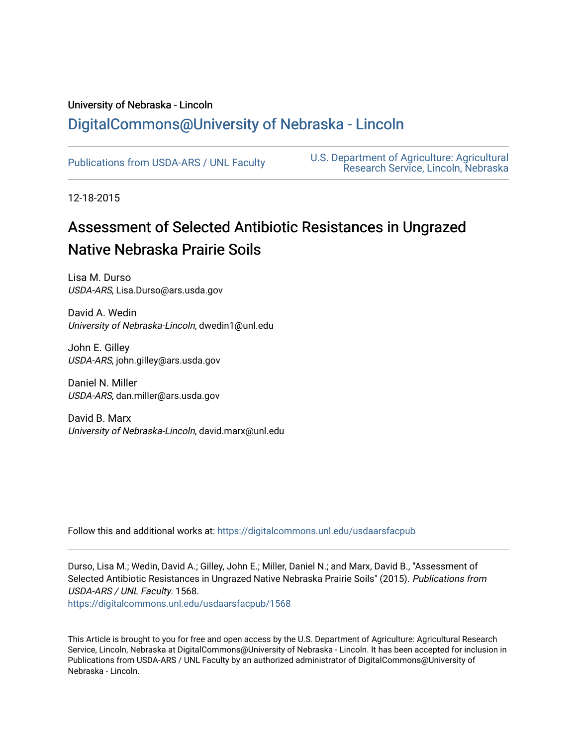University of Nebraska - Lincoln

## DigitalCommons@University of Nebraska - Lincoln

Publications from USDA-ARS / UNL Faculty

U.S. Department of Agriculture: Agricultural Research Service, Lincoln, Nebraska

12-18-2015

# Assessment of Selected Antibiotic Resistances in Ungrazed Native Nebraska Prairie Soils

Lisa M. Durso
*USDA-ARS*, Lisa.Durso@ars.usda.gov

David A. Wedin
*University of Nebraska-Lincoln*, dwedin1@unl.edu

John E. Gilley
*USDA-ARS*, john.gilley@ars.usda.gov

Daniel N. Miller
*USDA-ARS*, dan.miller@ars.usda.gov

David B. Marx
*University of Nebraska-Lincoln*, david.marx@unl.edu

Follow this and additional works at: https://digitalcommons.unl.edu/usdaarsfacpub

Durso, Lisa M.; Wedin, David A.; Gilley, John E.; Miller, Daniel N.; and Marx, David B., "Assessment of Selected Antibiotic Resistances in Ungrazed Native Nebraska Prairie Soils" (2015). *Publications from USDA-ARS / UNL Faculty*. 1568.
https://digitalcommons.unl.edu/usdaarsfacpub/1568

This Article is brought to you for free and open access by the U.S. Department of Agriculture: Agricultural Research Service, Lincoln, Nebraska at DigitalCommons@University of Nebraska - Lincoln. It has been accepted for inclusion in Publications from USDA-ARS / UNL Faculty by an authorized administrator of DigitalCommons@University of Nebraska - Lincoln.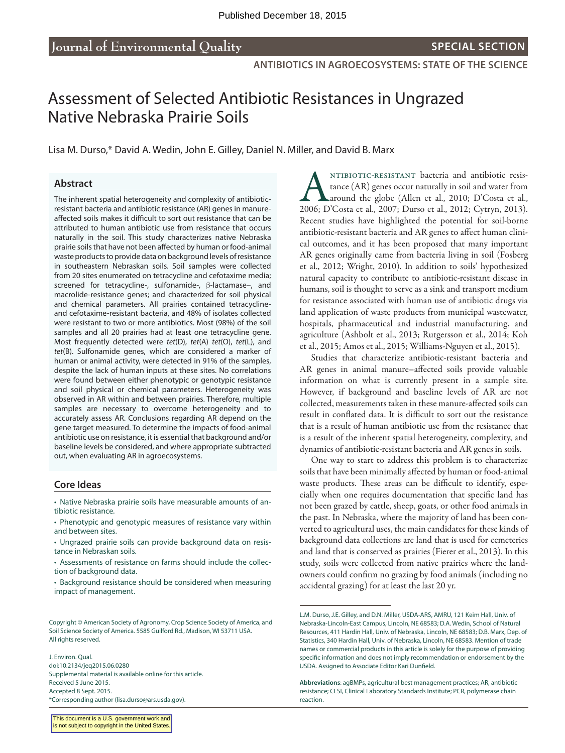Published December 18, 2015

Journal of Environmental Quality

SPECIAL SECTION

ANTIBIOTICS IN AGROECOSYSTEMS: STATE OF THE SCIENCE

# Assessment of Selected Antibiotic Resistances in Ungrazed Native Nebraska Prairie Soils

Lisa M. Durso,* David A. Wedin, John E. Gilley, Daniel N. Miller, and David B. Marx

## Abstract

The inherent spatial heterogeneity and complexity of antibiotic-resistant bacteria and antibiotic resistance (AR) genes in manure-affected soils makes it difficult to sort out resistance that can be attributed to human antibiotic use from resistance that occurs naturally in the soil. This study characterizes native Nebraska prairie soils that have not been affected by human or food-animal waste products to provide data on background levels of resistance in southeastern Nebraskan soils. Soil samples were collected from 20 sites enumerated on tetracycline and cefotaxime media; screened for tetracycline-, sulfonamide-, β-lactamase–, and macrolide-resistance genes; and characterized for soil physical and chemical parameters. All prairies contained tetracycline- and cefotaxime-resistant bacteria, and 48% of isolates collected were resistant to two or more antibiotics. Most (98%) of the soil samples and all 20 prairies had at least one tetracycline gene. Most frequently detected were *tet*(D), *tet*(A) *tet*(O), *tet*(L), and *tet*(B). Sulfonamide genes, which are considered a marker of human or animal activity, were detected in 91% of the samples, despite the lack of human inputs at these sites. No correlations were found between either phenotypic or genotypic resistance and soil physical or chemical parameters. Heterogeneity was observed in AR within and between prairies. Therefore, multiple samples are necessary to overcome heterogeneity and to accurately assess AR. Conclusions regarding AR depend on the gene target measured. To determine the impacts of food-animal antibiotic use on resistance, it is essential that background and/or baseline levels be considered, and where appropriate subtracted out, when evaluating AR in agroecosystems.

## Core Ideas

- Native Nebraska prairie soils have measurable amounts of antibiotic resistance.
- Phenotypic and genotypic measures of resistance vary within and between sites.
- Ungrazed prairie soils can provide background data on resistance in Nebraskan soils.
- Assessments of resistance on farms should include the collection of background data.
- Background resistance should be considered when measuring impact of management.

Copyright © American Society of Agronomy, Crop Science Society of America, and Soil Science Society of America. 5585 Guilford Rd., Madison, WI 53711 USA. All rights reserved.

J. Environ. Qual.
doi:10.2134/jeq2015.06.0280
Supplemental material is available online for this article.
Received 5 June 2015.
Accepted 8 Sept. 2015.
*Corresponding author (lisa.durso@ars.usda.gov).

This document is a U.S. government work and is not subject to copyright in the United States.

Antibiotic-resistant bacteria and antibiotic resistance (AR) genes occur naturally in soil and water from around the globe (Allen et al., 2010; D'Costa et al., 2006; D'Costa et al., 2007; Durso et al., 2012; Cytryn, 2013). Recent studies have highlighted the potential for soil-borne antibiotic-resistant bacteria and AR genes to affect human clinical outcomes, and it has been proposed that many important AR genes originally came from bacteria living in soil (Fosberg et al., 2012; Wright, 2010). In addition to soils' hypothesized natural capacity to contribute to antibiotic-resistant disease in humans, soil is thought to serve as a sink and transport medium for resistance associated with human use of antibiotic drugs via land application of waste products from municipal wastewater, hospitals, pharmaceutical and industrial manufacturing, and agriculture (Ashbolt et al., 2013; Rutgersson et al., 2014; Koh et al., 2015; Amos et al., 2015; Williams-Nguyen et al., 2015).

Studies that characterize antibiotic-resistant bacteria and AR genes in animal manure–affected soils provide valuable information on what is currently present in a sample site. However, if background and baseline levels of AR are not collected, measurements taken in these manure-affected soils can result in conflated data. It is difficult to sort out the resistance that is a result of human antibiotic use from the resistance that is a result of the inherent spatial heterogeneity, complexity, and dynamics of antibiotic-resistant bacteria and AR genes in soils.

One way to start to address this problem is to characterize soils that have been minimally affected by human or food-animal waste products. These areas can be difficult to identify, especially when one requires documentation that specific land has not been grazed by cattle, sheep, goats, or other food animals in the past. In Nebraska, where the majority of land has been converted to agricultural uses, the main candidates for these kinds of background data collections are land that is used for cemeteries and land that is conserved as prairies (Fierer et al., 2013). In this study, soils were collected from native prairies where the landowners could confirm no grazing by food animals (including no accidental grazing) for at least the last 20 yr.

L.M. Durso, J.E. Gilley, and D.N. Miller, USDA-ARS, AMRU, 121 Keim Hall, Univ. of Nebraska-Lincoln-East Campus, Lincoln, NE 68583; D.A. Wedin, School of Natural Resources, 411 Hardin Hall, Univ. of Nebraska, Lincoln, NE 68583; D.B. Marx, Dep. of Statistics, 340 Hardin Hall, Univ. of Nebraska, Lincoln, NE 68583. Mention of trade names or commercial products in this article is solely for the purpose of providing specific information and does not imply recommendation or endorsement by the USDA. Assigned to Associate Editor Kari Dunfield.

**Abbreviations**: agBMPs, agricultural best management practices; AR, antibiotic resistance; CLSI, Clinical Laboratory Standards Institute; PCR, polymerase chain reaction.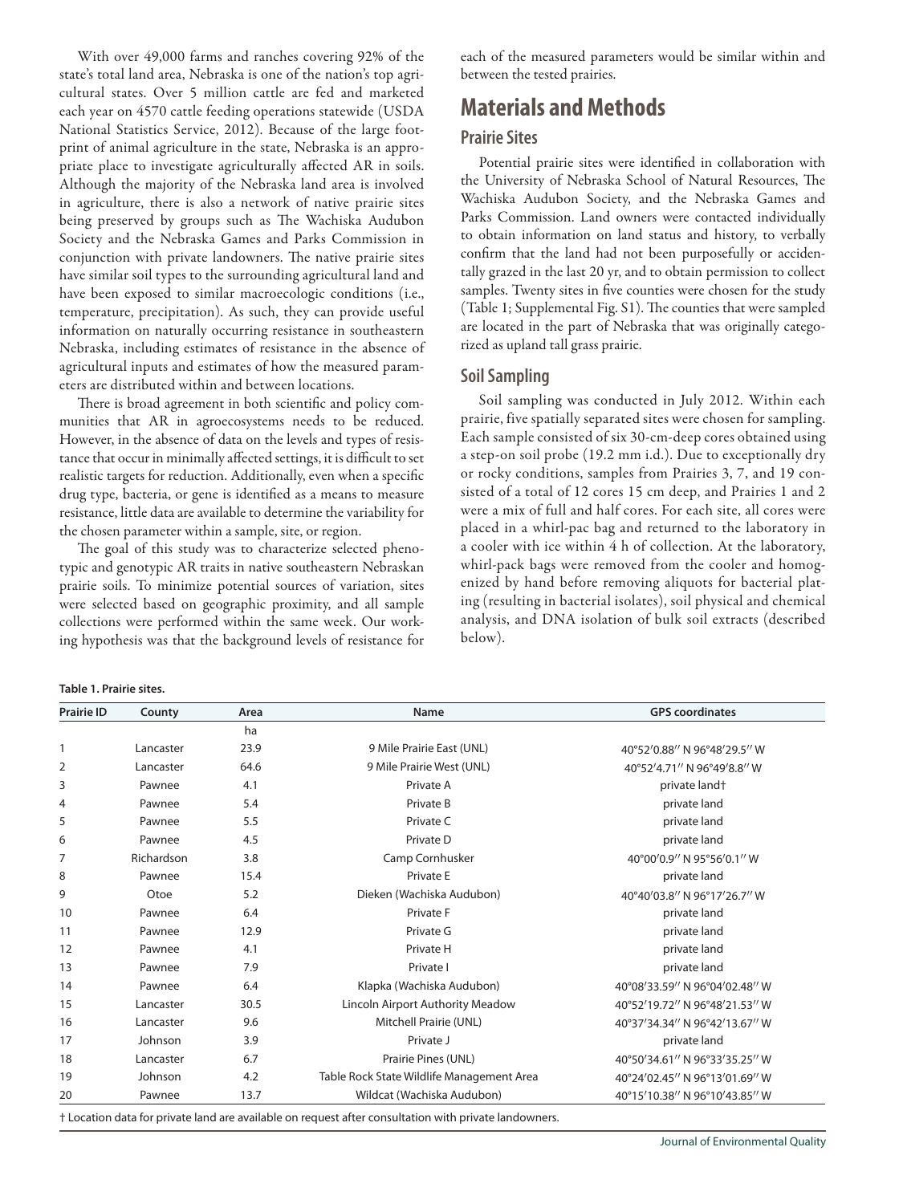With over 49,000 farms and ranches covering 92% of the state's total land area, Nebraska is one of the nation's top agricultural states. Over 5 million cattle are fed and marketed each year on 4570 cattle feeding operations statewide (USDA National Statistics Service, 2012). Because of the large footprint of animal agriculture in the state, Nebraska is an appropriate place to investigate agriculturally affected AR in soils. Although the majority of the Nebraska land area is involved in agriculture, there is also a network of native prairie sites being preserved by groups such as The Wachiska Audubon Society and the Nebraska Games and Parks Commission in conjunction with private landowners. The native prairie sites have similar soil types to the surrounding agricultural land and have been exposed to similar macroecologic conditions (i.e., temperature, precipitation). As such, they can provide useful information on naturally occurring resistance in southeastern Nebraska, including estimates of resistance in the absence of agricultural inputs and estimates of how the measured parameters are distributed within and between locations.

There is broad agreement in both scientific and policy communities that AR in agroecosystems needs to be reduced. However, in the absence of data on the levels and types of resistance that occur in minimally affected settings, it is difficult to set realistic targets for reduction. Additionally, even when a specific drug type, bacteria, or gene is identified as a means to measure resistance, little data are available to determine the variability for the chosen parameter within a sample, site, or region.

The goal of this study was to characterize selected phenotypic and genotypic AR traits in native southeastern Nebraskan prairie soils. To minimize potential sources of variation, sites were selected based on geographic proximity, and all sample collections were performed within the same week. Our working hypothesis was that the background levels of resistance for each of the measured parameters would be similar within and between the tested prairies.

# Materials and Methods

## Prairie Sites

Potential prairie sites were identified in collaboration with the University of Nebraska School of Natural Resources, The Wachiska Audubon Society, and the Nebraska Games and Parks Commission. Land owners were contacted individually to obtain information on land status and history, to verbally confirm that the land had not been purposefully or accidentally grazed in the last 20 yr, and to obtain permission to collect samples. Twenty sites in five counties were chosen for the study (Table 1; Supplemental Fig. S1). The counties that were sampled are located in the part of Nebraska that was originally categorized as upland tall grass prairie.

## Soil Sampling

Soil sampling was conducted in July 2012. Within each prairie, five spatially separated sites were chosen for sampling. Each sample consisted of six 30-cm-deep cores obtained using a step-on soil probe (19.2 mm i.d.). Due to exceptionally dry or rocky conditions, samples from Prairies 3, 7, and 19 consisted of a total of 12 cores 15 cm deep, and Prairies 1 and 2 were a mix of full and half cores. For each site, all cores were placed in a whirl-pac bag and returned to the laboratory in a cooler with ice within 4 h of collection. At the laboratory, whirl-pack bags were removed from the cooler and homogenized by hand before removing aliquots for bacterial plating (resulting in bacterial isolates), soil physical and chemical analysis, and DNA isolation of bulk soil extracts (described below).

**Table 1. Prairie sites.**

| Prairie ID | County | Area | Name | GPS coordinates |
|---|---|---|---|---|
| | | ha | | |
| 1 | Lancaster | 23.9 | 9 Mile Prairie East (UNL) | 40°52′0.88″ N 96°48′29.5″ W |
| 2 | Lancaster | 64.6 | 9 Mile Prairie West (UNL) | 40°52′4.71″ N 96°49′8.8″ W |
| 3 | Pawnee | 4.1 | Private A | private land† |
| 4 | Pawnee | 5.4 | Private B | private land |
| 5 | Pawnee | 5.5 | Private C | private land |
| 6 | Pawnee | 4.5 | Private D | private land |
| 7 | Richardson | 3.8 | Camp Cornhusker | 40°00′0.9″ N 95°56′0.1″ W |
| 8 | Pawnee | 15.4 | Private E | private land |
| 9 | Otoe | 5.2 | Dieken (Wachiska Audubon) | 40°40′03.8″ N 96°17′26.7″ W |
| 10 | Pawnee | 6.4 | Private F | private land |
| 11 | Pawnee | 12.9 | Private G | private land |
| 12 | Pawnee | 4.1 | Private H | private land |
| 13 | Pawnee | 7.9 | Private I | private land |
| 14 | Pawnee | 6.4 | Klapka (Wachiska Audubon) | 40°08′33.59″ N 96°04′02.48″ W |
| 15 | Lancaster | 30.5 | Lincoln Airport Authority Meadow | 40°52′19.72″ N 96°48′21.53″ W |
| 16 | Lancaster | 9.6 | Mitchell Prairie (UNL) | 40°37′34.34″ N 96°42′13.67″ W |
| 17 | Johnson | 3.9 | Private J | private land |
| 18 | Lancaster | 6.7 | Prairie Pines (UNL) | 40°50′34.61″ N 96°33′35.25″ W |
| 19 | Johnson | 4.2 | Table Rock State Wildlife Management Area | 40°24′02.45″ N 96°13′01.69″ W |
| 20 | Pawnee | 13.7 | Wildcat (Wachiska Audubon) | 40°15′10.38″ N 96°10′43.85″ W |

† Location data for private land are available on request after consultation with private landowners.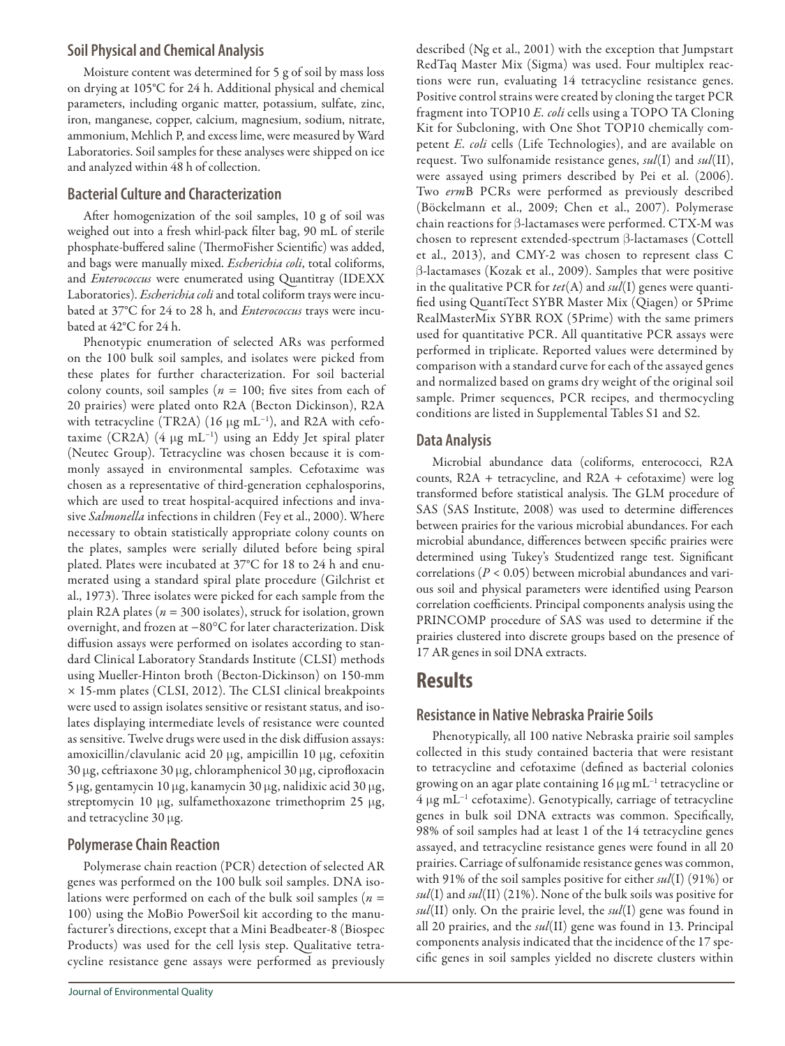### Soil Physical and Chemical Analysis

Moisture content was determined for 5 g of soil by mass loss on drying at 105°C for 24 h. Additional physical and chemical parameters, including organic matter, potassium, sulfate, zinc, iron, manganese, copper, calcium, magnesium, sodium, nitrate, ammonium, Mehlich P, and excess lime, were measured by Ward Laboratories. Soil samples for these analyses were shipped on ice and analyzed within 48 h of collection.

### Bacterial Culture and Characterization

After homogenization of the soil samples, 10 g of soil was weighed out into a fresh whirl-pack filter bag, 90 mL of sterile phosphate-buffered saline (ThermoFisher Scientific) was added, and bags were manually mixed. *Escherichia coli*, total coliforms, and *Enterococcus* were enumerated using Quantitray (IDEXX Laboratories). *Escherichia coli* and total coliform trays were incubated at 37°C for 24 to 28 h, and *Enterococcus* trays were incubated at 42°C for 24 h.

Phenotypic enumeration of selected ARs was performed on the 100 bulk soil samples, and isolates were picked from these plates for further characterization. For soil bacterial colony counts, soil samples ($n$ = 100; five sites from each of 20 prairies) were plated onto R2A (Becton Dickinson), R2A with tetracycline (TR2A) (16 μg $mL^{-1}$), and R2A with cefotaxime (CR2A) (4 μg $mL^{-1}$) using an Eddy Jet spiral plater (Neutec Group). Tetracycline was chosen because it is commonly assayed in environmental samples. Cefotaxime was chosen as a representative of third-generation cephalosporins, which are used to treat hospital-acquired infections and invasive *Salmonella* infections in children (Fey et al., 2000). Where necessary to obtain statistically appropriate colony counts on the plates, samples were serially diluted before being spiral plated. Plates were incubated at 37°C for 18 to 24 h and enumerated using a standard spiral plate procedure (Gilchrist et al., 1973). Three isolates were picked for each sample from the plain R2A plates ($n$ = 300 isolates), struck for isolation, grown overnight, and frozen at −80°C for later characterization. Disk diffusion assays were performed on isolates according to standard Clinical Laboratory Standards Institute (CLSI) methods using Mueller-Hinton broth (Becton-Dickinson) on 150-mm × 15-mm plates (CLSI, 2012). The CLSI clinical breakpoints were used to assign isolates sensitive or resistant status, and isolates displaying intermediate levels of resistance were counted as sensitive. Twelve drugs were used in the disk diffusion assays: amoxicillin/clavulanic acid 20 μg, ampicillin 10 μg, cefoxitin 30 μg, ceftriaxone 30 μg, chloramphenicol 30 μg, ciprofloxacin 5 μg, gentamycin 10 μg, kanamycin 30 μg, nalidixic acid 30 μg, streptomycin 10 μg, sulfamethoxazone trimethoprim 25 μg, and tetracycline 30 μg.

### Polymerase Chain Reaction

Polymerase chain reaction (PCR) detection of selected AR genes was performed on the 100 bulk soil samples. DNA isolations were performed on each of the bulk soil samples ($n$ = 100) using the MoBio PowerSoil kit according to the manufacturer's directions, except that a Mini Beadbeater-8 (Biospec Products) was used for the cell lysis step. Qualitative tetracycline resistance gene assays were performed as previously described (Ng et al., 2001) with the exception that Jumpstart RedTaq Master Mix (Sigma) was used. Four multiplex reactions were run, evaluating 14 tetracycline resistance genes. Positive control strains were created by cloning the target PCR fragment into TOP10 *E. coli* cells using a TOPO TA Cloning Kit for Subcloning, with One Shot TOP10 chemically competent *E. coli* cells (Life Technologies), and are available on request. Two sulfonamide resistance genes, *sul*(I) and *sul*(II), were assayed using primers described by Pei et al. (2006). Two *erm*B PCRs were performed as previously described (Böckelmann et al., 2009; Chen et al., 2007). Polymerase chain reactions for β-lactamases were performed. CTX-M was chosen to represent extended-spectrum β-lactamases (Cottell et al., 2013), and CMY-2 was chosen to represent class C β-lactamases (Kozak et al., 2009). Samples that were positive in the qualitative PCR for *tet*(A) and *sul*(I) genes were quantified using QuantiTect SYBR Master Mix (Qiagen) or 5Prime RealMasterMix SYBR ROX (5Prime) with the same primers used for quantitative PCR. All quantitative PCR assays were performed in triplicate. Reported values were determined by comparison with a standard curve for each of the assayed genes and normalized based on grams dry weight of the original soil sample. Primer sequences, PCR recipes, and thermocycling conditions are listed in Supplemental Tables S1 and S2.

### Data Analysis

Microbial abundance data (coliforms, enterococci, R2A counts, R2A + tetracycline, and R2A + cefotaxime) were log transformed before statistical analysis. The GLM procedure of SAS (SAS Institute, 2008) was used to determine differences between prairies for the various microbial abundances. For each microbial abundance, differences between specific prairies were determined using Tukey's Studentized range test. Significant correlations ($P < 0.05$) between microbial abundances and various soil and physical parameters were identified using Pearson correlation coefficients. Principal components analysis using the PRINCOMP procedure of SAS was used to determine if the prairies clustered into discrete groups based on the presence of 17 AR genes in soil DNA extracts.

## Results

### Resistance in Native Nebraska Prairie Soils

Phenotypically, all 100 native Nebraska prairie soil samples collected in this study contained bacteria that were resistant to tetracycline and cefotaxime (defined as bacterial colonies growing on an agar plate containing 16 μg $mL^{-1}$ tetracycline or 4 μg $mL^{-1}$ cefotaxime). Genotypically, carriage of tetracycline genes in bulk soil DNA extracts was common. Specifically, 98% of soil samples had at least 1 of the 14 tetracycline genes assayed, and tetracycline resistance genes were found in all 20 prairies. Carriage of sulfonamide resistance genes was common, with 91% of the soil samples positive for either *sul*(I) (91%) or *sul*(I) and *sul*(II) (21%). None of the bulk soils was positive for *sul*(II) only. On the prairie level, the *sul*(I) gene was found in all 20 prairies, and the *sul*(II) gene was found in 13. Principal components analysis indicated that the incidence of the 17 specific genes in soil samples yielded no discrete clusters within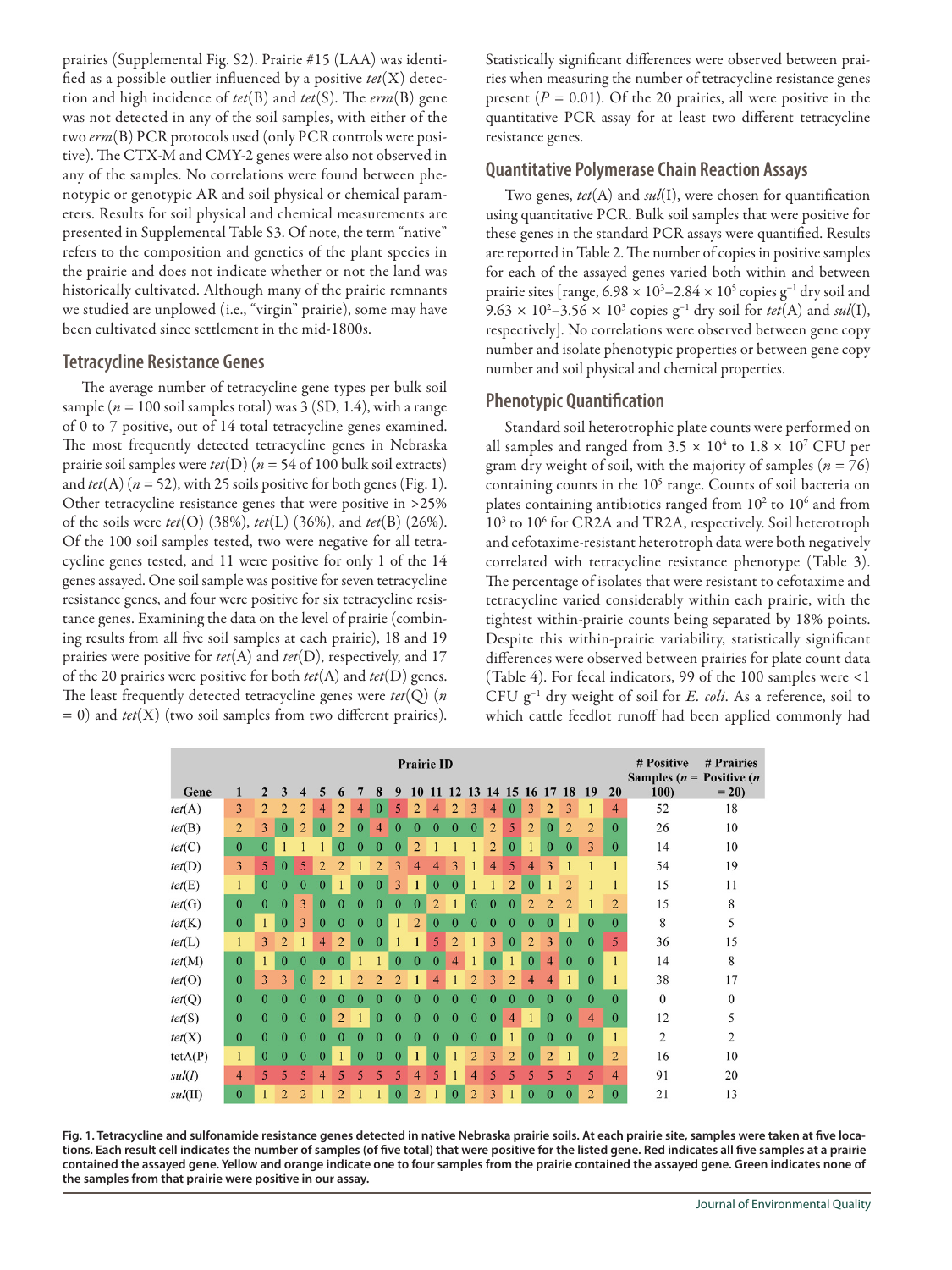prairies (Supplemental Fig. S2). Prairie #15 (LAA) was identified as a possible outlier influenced by a positive *tet*(X) detection and high incidence of *tet*(B) and *tet*(S). The *erm*(B) gene was not detected in any of the soil samples, with either of the two *erm*(B) PCR protocols used (only PCR controls were positive). The CTX-M and CMY-2 genes were also not observed in any of the samples. No correlations were found between phenotypic or genotypic AR and soil physical or chemical parameters. Results for soil physical and chemical measurements are presented in Supplemental Table S3. Of note, the term "native" refers to the composition and genetics of the plant species in the prairie and does not indicate whether or not the land was historically cultivated. Although many of the prairie remnants we studied are unplowed (i.e., "virgin" prairie), some may have been cultivated since settlement in the mid-1800s.

## Tetracycline Resistance Genes

The average number of tetracycline gene types per bulk soil sample ($n = 100$ soil samples total) was 3 (SD, 1.4), with a range of 0 to 7 positive, out of 14 total tetracycline genes examined. The most frequently detected tetracycline genes in Nebraska prairie soil samples were *tet*(D) ($n = 54$ of 100 bulk soil extracts) and *tet*(A) ($n = 52$), with 25 soils positive for both genes (Fig. 1). Other tetracycline resistance genes that were positive in >25% of the soils were *tet*(O) (38%), *tet*(L) (36%), and *tet*(B) (26%). Of the 100 soil samples tested, two were negative for all tetracycline genes tested, and 11 were positive for only 1 of the 14 genes assayed. One soil sample was positive for seven tetracycline resistance genes, and four were positive for six tetracycline resistance genes. Examining the data on the level of prairie (combining results from all five soil samples at each prairie), 18 and 19 prairies were positive for *tet*(A) and *tet*(D), respectively, and 17 of the 20 prairies were positive for both *tet*(A) and *tet*(D) genes. The least frequently detected tetracycline genes were *tet*(Q) ($n = 0$) and *tet*(X) (two soil samples from two different prairies).

Statistically significant differences were observed between prairies when measuring the number of tetracycline resistance genes present ($P = 0.01$). Of the 20 prairies, all were positive in the quantitative PCR assay for at least two different tetracycline resistance genes.

## Quantitative Polymerase Chain Reaction Assays

Two genes, *tet*(A) and *sul*(I), were chosen for quantification using quantitative PCR. Bulk soil samples that were positive for these genes in the standard PCR assays were quantified. Results are reported in Table 2. The number of copies in positive samples for each of the assayed genes varied both within and between prairie sites [range, $6.98 \times 10^3$–$2.84 \times 10^5$ copies g$^{-1}$ dry soil and $9.63 \times 10^2$–$3.56 \times 10^3$ copies g$^{-1}$ dry soil for *tet*(A) and *sul*(I), respectively]. No correlations were observed between gene copy number and isolate phenotypic properties or between gene copy number and soil physical and chemical properties.

## Phenotypic Quantification

Standard soil heterotrophic plate counts were performed on all samples and ranged from $3.5 \times 10^4$ to $1.8 \times 10^7$ CFU per gram dry weight of soil, with the majority of samples ($n = 76$) containing counts in the $10^5$ range. Counts of soil bacteria on plates containing antibiotics ranged from $10^2$ to $10^6$ and from $10^3$ to $10^6$ for CR2A and TR2A, respectively. Soil heterotroph and cefotaxime-resistant heterotroph data were both negatively correlated with tetracycline resistance phenotype (Table 3). The percentage of isolates that were resistant to cefotaxime and tetracycline varied considerably within each prairie, with the tightest within-prairie counts being separated by 18% points. Despite this within-prairie variability, statistically significant differences were observed between prairies for plate count data (Table 4). For fecal indicators, 99 of the 100 samples were <1 CFU g$^{-1}$ dry weight of soil for *E. coli*. As a reference, soil to which cattle feedlot runoff had been applied commonly had

| Gene | Prairie ID 1 | 2 | 3 | 4 | 5 | 6 | 7 | 8 | 9 | 10 | 11 | 12 | 13 | 14 | 15 | 16 | 17 | 18 | 19 | 20 | # Positive Samples ($n$ = 100) | # Prairies Positive ($n$ = 20) |
|---|---|---|---|---|---|---|---|---|---|---|---|---|---|---|---|---|---|---|---|---|---|---|
| *tet*(A) | 3 | 2 | 2 | 2 | 4 | 2 | 4 | 0 | 5 | 2 | 4 | 2 | 3 | 4 | 0 | 3 | 2 | 3 | 1 | 4 | 52 | 18 |
| *tet*(B) | 2 | 3 | 0 | 2 | 0 | 2 | 0 | 4 | 0 | 0 | 0 | 0 | 0 | 2 | 5 | 2 | 0 | 2 | 2 | 0 | 26 | 10 |
| *tet*(C) | 0 | 0 | 1 | 1 | 1 | 0 | 0 | 0 | 0 | 2 | 1 | 1 | 1 | 2 | 0 | 1 | 0 | 0 | 3 | 0 | 14 | 10 |
| *tet*(D) | 3 | 5 | 0 | 5 | 2 | 2 | 1 | 2 | 3 | 4 | 4 | 3 | 1 | 4 | 5 | 4 | 3 | 1 | 1 | 1 | 54 | 19 |
| *tet*(E) | 1 | 0 | 0 | 0 | 0 | 1 | 0 | 0 | 3 | 1 | 0 | 0 | 1 | 1 | 2 | 0 | 1 | 2 | 1 | 1 | 15 | 11 |
| *tet*(G) | 0 | 0 | 0 | 3 | 0 | 0 | 0 | 0 | 0 | 0 | 2 | 1 | 0 | 0 | 0 | 2 | 2 | 2 | 1 | 2 | 15 | 8 |
| *tet*(K) | 0 | 1 | 0 | 3 | 0 | 0 | 0 | 0 | 1 | 2 | 0 | 0 | 0 | 0 | 0 | 0 | 0 | 1 | 0 | 0 | 8 | 5 |
| *tet*(L) | 1 | 3 | 2 | 1 | 4 | 2 | 0 | 0 | 1 | 1 | 5 | 2 | 1 | 3 | 0 | 2 | 3 | 0 | 0 | 5 | 36 | 15 |
| *tet*(M) | 0 | 1 | 0 | 0 | 0 | 0 | 1 | 1 | 0 | 0 | 0 | 4 | 1 | 0 | 1 | 0 | 4 | 0 | 0 | 1 | 14 | 8 |
| *tet*(O) | 0 | 3 | 3 | 0 | 2 | 1 | 2 | 2 | 2 | 1 | 4 | 1 | 2 | 3 | 2 | 4 | 4 | 1 | 0 | 1 | 38 | 17 |
| *tet*(Q) | 0 | 0 | 0 | 0 | 0 | 0 | 0 | 0 | 0 | 0 | 0 | 0 | 0 | 0 | 0 | 0 | 0 | 0 | 0 | 0 | 0 | 0 |
| *tet*(S) | 0 | 0 | 0 | 0 | 0 | 2 | 1 | 0 | 0 | 0 | 0 | 0 | 0 | 0 | 4 | 1 | 0 | 0 | 4 | 0 | 12 | 5 |
| *tet*(X) | 0 | 0 | 0 | 0 | 0 | 0 | 0 | 0 | 0 | 0 | 0 | 0 | 0 | 0 | 1 | 0 | 0 | 0 | 0 | 1 | 2 | 2 |
| tetA(P) | 1 | 0 | 0 | 0 | 0 | 1 | 0 | 0 | 0 | 1 | 0 | 1 | 2 | 3 | 2 | 0 | 2 | 1 | 0 | 2 | 16 | 10 |
| *sul*(*I*) | 4 | 5 | 5 | 5 | 4 | 5 | 5 | 5 | 5 | 4 | 5 | 1 | 4 | 5 | 5 | 5 | 5 | 5 | 5 | 4 | 91 | 20 |
| *sul*(II) | 0 | 1 | 2 | 2 | 1 | 2 | 1 | 1 | 0 | 2 | 1 | 0 | 2 | 3 | 1 | 0 | 0 | 0 | 2 | 0 | 21 | 13 |

**Fig. 1. Tetracycline and sulfonamide resistance genes detected in native Nebraska prairie soils. At each prairie site, samples were taken at five locations. Each result cell indicates the number of samples (of five total) that were positive for the listed gene. Red indicates all five samples at a prairie contained the assayed gene. Yellow and orange indicate one to four samples from the prairie contained the assayed gene. Green indicates none of the samples from that prairie were positive in our assay.**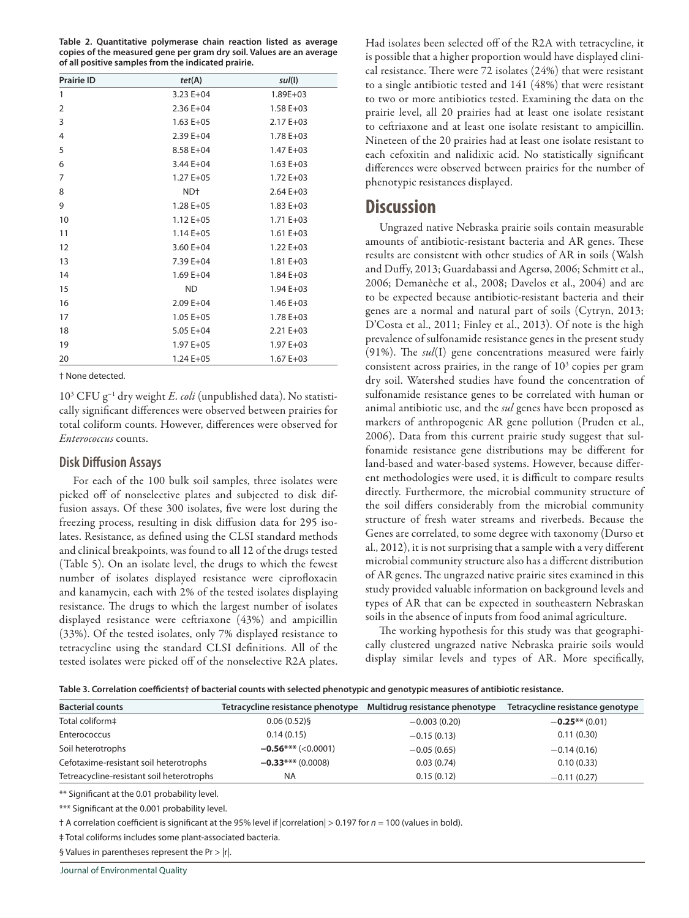**Table 2. Quantitative polymerase chain reaction listed as average copies of the measured gene per gram dry soil. Values are an average of all positive samples from the indicated prairie.**

| Prairie ID | *tet*(A) | *sul*(I) |
|---|---|---|
| 1 | 3.23 E+04 | 1.89E+03 |
| 2 | 2.36 E+04 | 1.58 E+03 |
| 3 | 1.63 E+05 | 2.17 E+03 |
| 4 | 2.39 E+04 | 1.78 E+03 |
| 5 | 8.58 E+04 | 1.47 E+03 |
| 6 | 3.44 E+04 | 1.63 E+03 |
| 7 | 1.27 E+05 | 1.72 E+03 |
| 8 | ND† | 2.64 E+03 |
| 9 | 1.28 E+05 | 1.83 E+03 |
| 10 | 1.12 E+05 | 1.71 E+03 |
| 11 | 1.14 E+05 | 1.61 E+03 |
| 12 | 3.60 E+04 | 1.22 E+03 |
| 13 | 7.39 E+04 | 1.81 E+03 |
| 14 | 1.69 E+04 | 1.84 E+03 |
| 15 | ND | 1.94 E+03 |
| 16 | 2.09 E+04 | 1.46 E+03 |
| 17 | 1.05 E+05 | 1.78 E+03 |
| 18 | 5.05 E+04 | 2.21 E+03 |
| 19 | 1.97 E+05 | 1.97 E+03 |
| 20 | 1.24 E+05 | 1.67 E+03 |

† None detected.

$10^3$ CFU $g^{-1}$ dry weight *E. coli* (unpublished data). No statistically significant differences were observed between prairies for total coliform counts. However, differences were observed for *Enterococcus* counts.

## Disk Diffusion Assays

For each of the 100 bulk soil samples, three isolates were picked off of nonselective plates and subjected to disk diffusion assays. Of these 300 isolates, five were lost during the freezing process, resulting in disk diffusion data for 295 isolates. Resistance, as defined using the CLSI standard methods and clinical breakpoints, was found to all 12 of the drugs tested (Table 5). On an isolate level, the drugs to which the fewest number of isolates displayed resistance were ciprofloxacin and kanamycin, each with 2% of the tested isolates displaying resistance. The drugs to which the largest number of isolates displayed resistance were ceftriaxone (43%) and ampicillin (33%). Of the tested isolates, only 7% displayed resistance to tetracycline using the standard CLSI definitions. All of the tested isolates were picked off of the nonselective R2A plates. Had isolates been selected off of the R2A with tetracycline, it is possible that a higher proportion would have displayed clinical resistance. There were 72 isolates (24%) that were resistant to a single antibiotic tested and 141 (48%) that were resistant to two or more antibiotics tested. Examining the data on the prairie level, all 20 prairies had at least one isolate resistant to ceftriaxone and at least one isolate resistant to ampicillin. Nineteen of the 20 prairies had at least one isolate resistant to each cefoxitin and nalidixic acid. No statistically significant differences were observed between prairies for the number of phenotypic resistances displayed.

# Discussion

Ungrazed native Nebraska prairie soils contain measurable amounts of antibiotic-resistant bacteria and AR genes. These results are consistent with other studies of AR in soils (Walsh and Duffy, 2013; Guardabassi and Agersø, 2006; Schmitt et al., 2006; Demanèche et al., 2008; Davelos et al., 2004) and are to be expected because antibiotic-resistant bacteria and their genes are a normal and natural part of soils (Cytryn, 2013; D'Costa et al., 2011; Finley et al., 2013). Of note is the high prevalence of sulfonamide resistance genes in the present study (91%). The *sul*(I) gene concentrations measured were fairly consistent across prairies, in the range of $10^3$ copies per gram dry soil. Watershed studies have found the concentration of sulfonamide resistance genes to be correlated with human or animal antibiotic use, and the *sul* genes have been proposed as markers of anthropogenic AR gene pollution (Pruden et al., 2006). Data from this current prairie study suggest that sulfonamide resistance gene distributions may be different for land-based and water-based systems. However, because different methodologies were used, it is difficult to compare results directly. Furthermore, the microbial community structure of the soil differs considerably from the microbial community structure of fresh water streams and riverbeds. Because the Genes are correlated, to some degree with taxonomy (Durso et al., 2012), it is not surprising that a sample with a very different microbial community structure also has a different distribution of AR genes. The ungrazed native prairie sites examined in this study provided valuable information on background levels and types of AR that can be expected in southeastern Nebraskan soils in the absence of inputs from food animal agriculture.

The working hypothesis for this study was that geographically clustered ungrazed native Nebraska prairie soils would display similar levels and types of AR. More specifically,

**Table 3. Correlation coefficients† of bacterial counts with selected phenotypic and genotypic measures of antibiotic resistance.**

| Bacterial counts | Tetracycline resistance phenotype | Multidrug resistance phenotype | Tetracycline resistance genotype |
|---|---|---|---|
| Total coliform‡ | 0.06 (0.52)§ | −0.003 (0.20) | **−0.25**** (0.01) |
| Enterococcus | 0.14 (0.15) | −0.15 (0.13) | 0.11 (0.30) |
| Soil heterotrophs | **−0.56***** (<0.0001) | −0.05 (0.65) | −0.14 (0.16) |
| Cefotaxime-resistant soil heterotrophs | **−0.33***** (0.0008) | 0.03 (0.74) | 0.10 (0.33) |
| Tetreacycline-resistant soil heterotrophs | NA | 0.15 (0.12) | −0.11 (0.27) |

** Significant at the 0.01 probability level.

*** Significant at the 0.001 probability level.

† A correlation coefficient is significant at the 95% level if |correlation| > 0.197 for $n = 100$ (values in bold).

‡ Total coliforms includes some plant-associated bacteria.

§ Values in parentheses represent the Pr > |r|.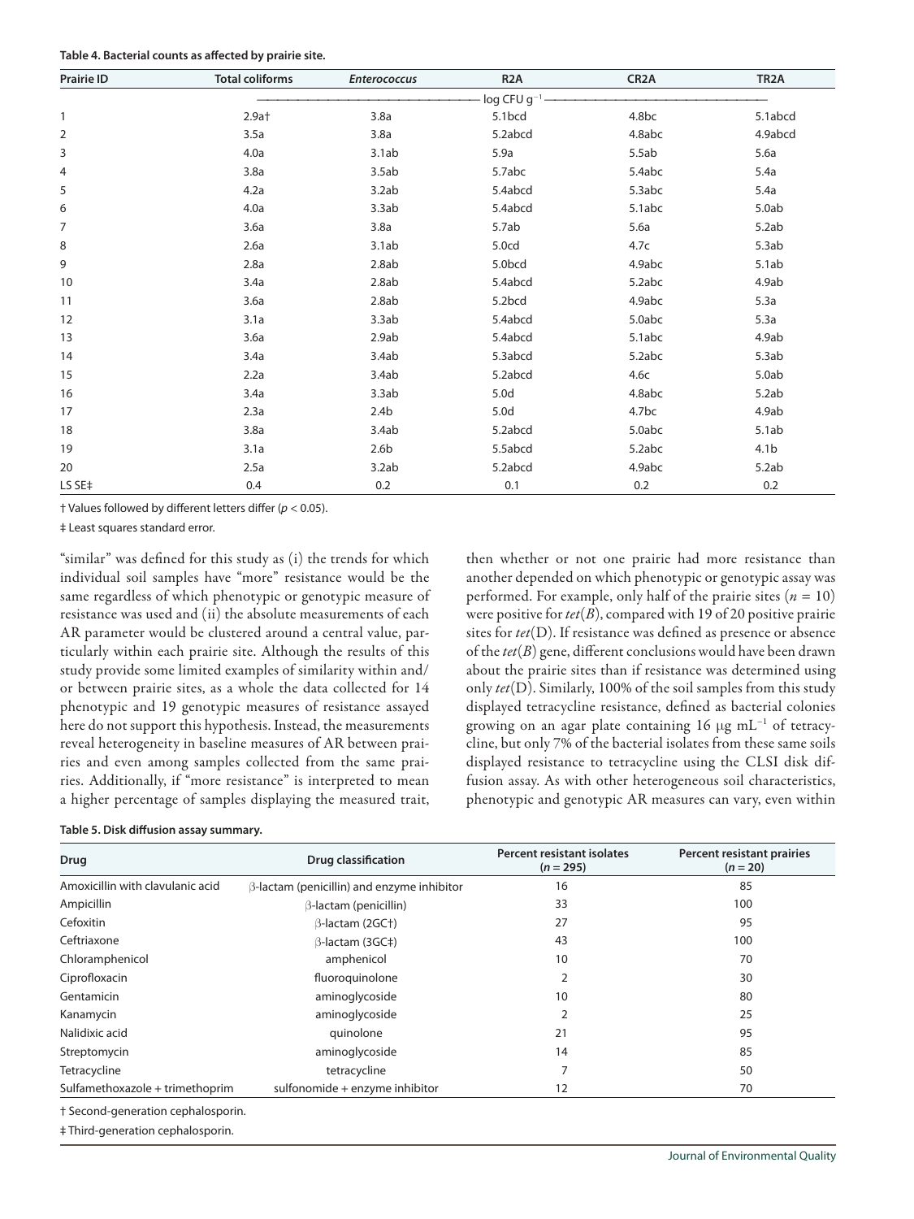**Table 4. Bacterial counts as affected by prairie site.**

| Prairie ID | Total coliforms | *Enterococcus* | R2A | CR2A | TR2A |
|---|---|---|---|---|---|
| | log CFU $g^{-1}$ | | | | |
| 1 | 2.9a† | 3.8a | 5.1bcd | 4.8bc | 5.1abcd |
| 2 | 3.5a | 3.8a | 5.2abcd | 4.8abc | 4.9abcd |
| 3 | 4.0a | 3.1ab | 5.9a | 5.5ab | 5.6a |
| 4 | 3.8a | 3.5ab | 5.7abc | 5.4abc | 5.4a |
| 5 | 4.2a | 3.2ab | 5.4abcd | 5.3abc | 5.4a |
| 6 | 4.0a | 3.3ab | 5.4abcd | 5.1abc | 5.0ab |
| 7 | 3.6a | 3.8a | 5.7ab | 5.6a | 5.2ab |
| 8 | 2.6a | 3.1ab | 5.0cd | 4.7c | 5.3ab |
| 9 | 2.8a | 2.8ab | 5.0bcd | 4.9abc | 5.1ab |
| 10 | 3.4a | 2.8ab | 5.4abcd | 5.2abc | 4.9ab |
| 11 | 3.6a | 2.8ab | 5.2bcd | 4.9abc | 5.3a |
| 12 | 3.1a | 3.3ab | 5.4abcd | 5.0abc | 5.3a |
| 13 | 3.6a | 2.9ab | 5.4abcd | 5.1abc | 4.9ab |
| 14 | 3.4a | 3.4ab | 5.3abcd | 5.2abc | 5.3ab |
| 15 | 2.2a | 3.4ab | 5.2abcd | 4.6c | 5.0ab |
| 16 | 3.4a | 3.3ab | 5.0d | 4.8abc | 5.2ab |
| 17 | 2.3a | 2.4b | 5.0d | 4.7bc | 4.9ab |
| 18 | 3.8a | 3.4ab | 5.2abcd | 5.0abc | 5.1ab |
| 19 | 3.1a | 2.6b | 5.5abcd | 5.2abc | 4.1b |
| 20 | 2.5a | 3.2ab | 5.2abcd | 4.9abc | 5.2ab |
| LS SE‡ | 0.4 | 0.2 | 0.1 | 0.2 | 0.2 |

† Values followed by different letters differ ($p < 0.05$).

‡ Least squares standard error.

"similar" was defined for this study as (i) the trends for which individual soil samples have "more" resistance would be the same regardless of which phenotypic or genotypic measure of resistance was used and (ii) the absolute measurements of each AR parameter would be clustered around a central value, particularly within each prairie site. Although the results of this study provide some limited examples of similarity within and/or between prairie sites, as a whole the data collected for 14 phenotypic and 19 genotypic measures of resistance assayed here do not support this hypothesis. Instead, the measurements reveal heterogeneity in baseline measures of AR between prairies and even among samples collected from the same prairies. Additionally, if "more resistance" is interpreted to mean a higher percentage of samples displaying the measured trait, then whether or not one prairie had more resistance than another depended on which phenotypic or genotypic assay was performed. For example, only half of the prairie sites ($n = 10$) were positive for *tet*(*B*), compared with 19 of 20 positive prairie sites for *tet*(D). If resistance was defined as presence or absence of the *tet*(*B*) gene, different conclusions would have been drawn about the prairie sites than if resistance was determined using only *tet*(D). Similarly, 100% of the soil samples from this study displayed tetracycline resistance, defined as bacterial colonies growing on an agar plate containing 16 μg $mL^{-1}$ of tetracycline, but only 7% of the bacterial isolates from these same soils displayed resistance to tetracycline using the CLSI disk diffusion assay. As with other heterogeneous soil characteristics, phenotypic and genotypic AR measures can vary, even within

**Table 5. Disk diffusion assay summary.**

| Drug | Drug classification | Percent resistant isolates ($n = 295$) | Percent resistant prairies ($n = 20$) |
|---|---|---|---|
| Amoxicillin with clavulanic acid | β-lactam (penicillin) and enzyme inhibitor | 16 | 85 |
| Ampicillin | β-lactam (penicillin) | 33 | 100 |
| Cefoxitin | β-lactam (2GC†) | 27 | 95 |
| Ceftriaxone | β-lactam (3GC‡) | 43 | 100 |
| Chloramphenicol | amphenicol | 10 | 70 |
| Ciprofloxacin | fluoroquinolone | 2 | 30 |
| Gentamicin | aminoglycoside | 10 | 80 |
| Kanamycin | aminoglycoside | 2 | 25 |
| Nalidixic acid | quinolone | 21 | 95 |
| Streptomycin | aminoglycoside | 14 | 85 |
| Tetracycline | tetracycline | 7 | 50 |
| Sulfamethoxazole + trimethoprim | sulfonomide + enzyme inhibitor | 12 | 70 |

† Second-generation cephalosporin.

‡ Third-generation cephalosporin.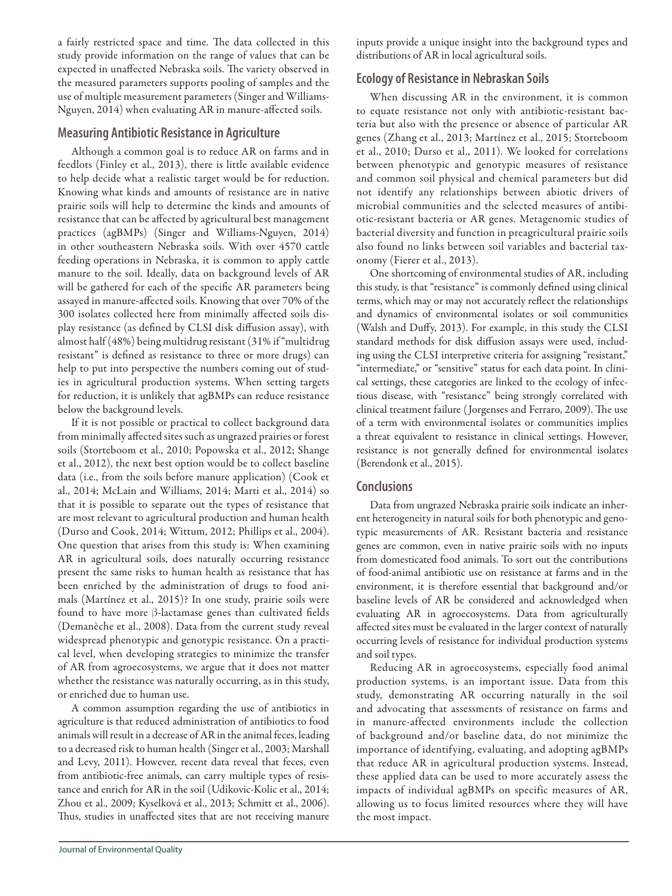a fairly restricted space and time. The data collected in this study provide information on the range of values that can be expected in unaffected Nebraska soils. The variety observed in the measured parameters supports pooling of samples and the use of multiple measurement parameters (Singer and Williams-Nguyen, 2014) when evaluating AR in manure-affected soils.

## Measuring Antibiotic Resistance in Agriculture

Although a common goal is to reduce AR on farms and in feedlots (Finley et al., 2013), there is little available evidence to help decide what a realistic target would be for reduction. Knowing what kinds and amounts of resistance are in native prairie soils will help to determine the kinds and amounts of resistance that can be affected by agricultural best management practices (agBMPs) (Singer and Williams-Nguyen, 2014) in other southeastern Nebraska soils. With over 4570 cattle feeding operations in Nebraska, it is common to apply cattle manure to the soil. Ideally, data on background levels of AR will be gathered for each of the specific AR parameters being assayed in manure-affected soils. Knowing that over 70% of the 300 isolates collected here from minimally affected soils display resistance (as defined by CLSI disk diffusion assay), with almost half (48%) being multidrug resistant (31% if "multidrug resistant" is defined as resistance to three or more drugs) can help to put into perspective the numbers coming out of studies in agricultural production systems. When setting targets for reduction, it is unlikely that agBMPs can reduce resistance below the background levels.

If it is not possible or practical to collect background data from minimally affected sites such as ungrazed prairies or forest soils (Storteboom et al., 2010; Popowska et al., 2012; Shange et al., 2012), the next best option would be to collect baseline data (i.e., from the soils before manure application) (Cook et al., 2014; McLain and Williams, 2014; Marti et al., 2014) so that it is possible to separate out the types of resistance that are most relevant to agricultural production and human health (Durso and Cook, 2014; Wittum, 2012; Phillips et al., 2004). One question that arises from this study is: When examining AR in agricultural soils, does naturally occurring resistance present the same risks to human health as resistance that has been enriched by the administration of drugs to food animals (Martínez et al., 2015)? In one study, prairie soils were found to have more β-lactamase genes than cultivated fields (Demanèche et al., 2008). Data from the current study reveal widespread phenotypic and genotypic resistance. On a practical level, when developing strategies to minimize the transfer of AR from agroecosystems, we argue that it does not matter whether the resistance was naturally occurring, as in this study, or enriched due to human use.

A common assumption regarding the use of antibiotics in agriculture is that reduced administration of antibiotics to food animals will result in a decrease of AR in the animal feces, leading to a decreased risk to human health (Singer et al., 2003; Marshall and Levy, 2011). However, recent data reveal that feces, even from antibiotic-free animals, can carry multiple types of resistance and enrich for AR in the soil (Udikovic-Kolic et al., 2014; Zhou et al., 2009; Kyselková et al., 2013; Schmitt et al., 2006). Thus, studies in unaffected sites that are not receiving manure inputs provide a unique insight into the background types and distributions of AR in local agricultural soils.

## Ecology of Resistance in Nebraskan Soils

When discussing AR in the environment, it is common to equate resistance not only with antibiotic-resistant bacteria but also with the presence or absence of particular AR genes (Zhang et al., 2013; Martínez et al., 2015; Storteboom et al., 2010; Durso et al., 2011). We looked for correlations between phenotypic and genotypic measures of resistance and common soil physical and chemical parameters but did not identify any relationships between abiotic drivers of microbial communities and the selected measures of antibiotic-resistant bacteria or AR genes. Metagenomic studies of bacterial diversity and function in preagricultural prairie soils also found no links between soil variables and bacterial taxonomy (Fierer et al., 2013).

One shortcoming of environmental studies of AR, including this study, is that "resistance" is commonly defined using clinical terms, which may or may not accurately reflect the relationships and dynamics of environmental isolates or soil communities (Walsh and Duffy, 2013). For example, in this study the CLSI standard methods for disk diffusion assays were used, including using the CLSI interpretive criteria for assigning "resistant," "intermediate," or "sensitive" status for each data point. In clinical settings, these categories are linked to the ecology of infectious disease, with "resistance" being strongly correlated with clinical treatment failure (Jorgenses and Ferraro, 2009). The use of a term with environmental isolates or communities implies a threat equivalent to resistance in clinical settings. However, resistance is not generally defined for environmental isolates (Berendonk et al., 2015).

## Conclusions

Data from ungrazed Nebraska prairie soils indicate an inherent heterogeneity in natural soils for both phenotypic and genotypic measurements of AR. Resistant bacteria and resistance genes are common, even in native prairie soils with no inputs from domesticated food animals. To sort out the contributions of food-animal antibiotic use on resistance at farms and in the environment, it is therefore essential that background and/or baseline levels of AR be considered and acknowledged when evaluating AR in agroecosystems. Data from agriculturally affected sites must be evaluated in the larger context of naturally occurring levels of resistance for individual production systems and soil types.

Reducing AR in agroecosystems, especially food animal production systems, is an important issue. Data from this study, demonstrating AR occurring naturally in the soil and advocating that assessments of resistance on farms and in manure-affected environments include the collection of background and/or baseline data, do not minimize the importance of identifying, evaluating, and adopting agBMPs that reduce AR in agricultural production systems. Instead, these applied data can be used to more accurately assess the impacts of individual agBMPs on specific measures of AR, allowing us to focus limited resources where they will have the most impact.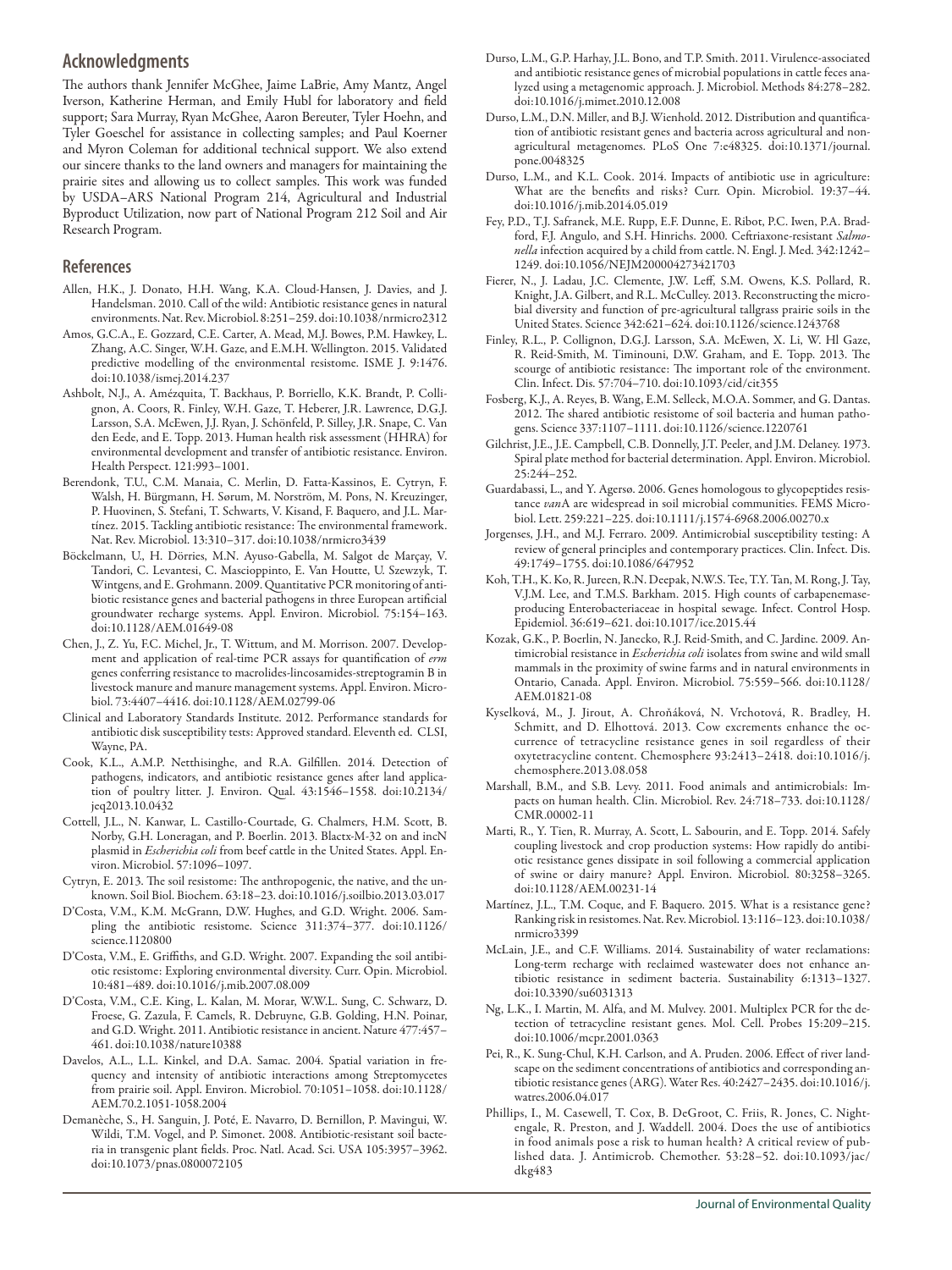## Acknowledgments

The authors thank Jennifer McGhee, Jaime LaBrie, Amy Mantz, Angel Iverson, Katherine Herman, and Emily Hubl for laboratory and field support; Sara Murray, Ryan McGhee, Aaron Bereuter, Tyler Hoehn, and Tyler Goeschel for assistance in collecting samples; and Paul Koerner and Myron Coleman for additional technical support. We also extend our sincere thanks to the land owners and managers for maintaining the prairie sites and allowing us to collect samples. This work was funded by USDA–ARS National Program 214, Agricultural and Industrial Byproduct Utilization, now part of National Program 212 Soil and Air Research Program.

## References

Allen, H.K., J. Donato, H.H. Wang, K.A. Cloud-Hansen, J. Davies, and J. Handelsman. 2010. Call of the wild: Antibiotic resistance genes in natural environments. Nat. Rev. Microbiol. 8:251–259. doi:10.1038/nrmicro2312

Amos, G.C.A., E. Gozzard, C.E. Carter, A. Mead, M.J. Bowes, P.M. Hawkey, L. Zhang, A.C. Singer, W.H. Gaze, and E.M.H. Wellington. 2015. Validated predictive modelling of the environmental resistome. ISME J. 9:1476. doi:10.1038/ismej.2014.237

Ashbolt, N.J., A. Amézquita, T. Backhaus, P. Borriello, K.K. Brandt, P. Collignon, A. Coors, R. Finley, W.H. Gaze, T. Heberer, J.R. Lawrence, D.G.J. Larsson, S.A. McEwen, J.J. Ryan, J. Schönfeld, P. Silley, J.R. Snape, C. Van den Eede, and E. Topp. 2013. Human health risk assessment (HHRA) for environmental development and transfer of antibiotic resistance. Environ. Health Perspect. 121:993–1001.

Berendonk, T.U., C.M. Manaia, C. Merlin, D. Fatta-Kassinos, E. Cytryn, F. Walsh, H. Bürgmann, H. Sørum, M. Norström, M. Pons, N. Kreuzinger, P. Huovinen, S. Stefani, T. Schwarts, V. Kisand, F. Baquero, and J.L. Martínez. 2015. Tackling antibiotic resistance: The environmental framework. Nat. Rev. Microbiol. 13:310–317. doi:10.1038/nrmicro3439

Böckelmann, U., H. Dörries, M.N. Ayuso-Gabella, M. Salgot de Marçay, V. Tandori, C. Levantesi, C. Masciopinto, E. Van Houtte, U. Szewzyk, T. Wintgens, and E. Grohmann. 2009. Quantitative PCR monitoring of antibiotic resistance genes and bacterial pathogens in three European artificial groundwater recharge systems. Appl. Environ. Microbiol. 75:154–163. doi:10.1128/AEM.01649-08

Chen, J., Z. Yu, F.C. Michel, Jr., T. Wittum, and M. Morrison. 2007. Development and application of real-time PCR assays for quantification of *erm* genes conferring resistance to macrolides-lincosamides-streptogramin B in livestock manure and manure management systems. Appl. Environ. Microbiol. 73:4407–4416. doi:10.1128/AEM.02799-06

Clinical and Laboratory Standards Institute. 2012. Performance standards for antibiotic disk susceptibility tests: Approved standard. Eleventh ed. CLSI, Wayne, PA.

Cook, K.L., A.M.P. Netthisinghe, and R.A. Gilfillen. 2014. Detection of pathogens, indicators, and antibiotic resistance genes after land application of poultry litter. J. Environ. Qual. 43:1546–1558. doi:10.2134/jeq2013.10.0432

Cottell, J.L., N. Kanwar, L. Castillo-Courtade, G. Chalmers, H.M. Scott, B. Norby, G.H. Loneragan, and P. Boerlin. 2013. Blactx-M-32 on and incN plasmid in *Escherichia coli* from beef cattle in the United States. Appl. Environ. Microbiol. 57:1096–1097.

Cytryn, E. 2013. The soil resistome: The anthropogenic, the native, and the unknown. Soil Biol. Biochem. 63:18–23. doi:10.1016/j.soilbio.2013.03.017

D'Costa, V.M., K.M. McGrann, D.W. Hughes, and G.D. Wright. 2006. Sampling the antibiotic resistome. Science 311:374–377. doi:10.1126/science.1120800

D'Costa, V.M., E. Griffiths, and G.D. Wright. 2007. Expanding the soil antibiotic resistome: Exploring environmental diversity. Curr. Opin. Microbiol. 10:481–489. doi:10.1016/j.mib.2007.08.009

D'Costa, V.M., C.E. King, L. Kalan, M. Morar, W.W.L. Sung, C. Schwarz, D. Froese, G. Zazula, F. Camels, R. Debruyne, G.B. Golding, H.N. Poinar, and G.D. Wright. 2011. Antibiotic resistance in ancient. Nature 477:457–461. doi:10.1038/nature10388

Davelos, A.L., L.L. Kinkel, and D.A. Samac. 2004. Spatial variation in frequency and intensity of antibiotic interactions among Streptomycetes from prairie soil. Appl. Environ. Microbiol. 70:1051–1058. doi:10.1128/AEM.70.2.1051-1058.2004

Demanèche, S., H. Sanguin, J. Poté, E. Navarro, D. Bernillon, P. Mavingui, W. Wildi, T.M. Vogel, and P. Simonet. 2008. Antibiotic-resistant soil bacteria in transgenic plant fields. Proc. Natl. Acad. Sci. USA 105:3957–3962. doi:10.1073/pnas.0800072105

Durso, L.M., G.P. Harhay, J.L. Bono, and T.P. Smith. 2011. Virulence-associated and antibiotic resistance genes of microbial populations in cattle feces analyzed using a metagenomic approach. J. Microbiol. Methods 84:278–282. doi:10.1016/j.mimet.2010.12.008

Durso, L.M., D.N. Miller, and B.J. Wienhold. 2012. Distribution and quantification of antibiotic resistant genes and bacteria across agricultural and non-agricultural metagenomes. PLoS One 7:e48325. doi:10.1371/journal.pone.0048325

Durso, L.M., and K.L. Cook. 2014. Impacts of antibiotic use in agriculture: What are the benefits and risks? Curr. Opin. Microbiol. 19:37–44. doi:10.1016/j.mib.2014.05.019

Fey, P.D., T.J. Safranek, M.E. Rupp, E.F. Dunne, E. Ribot, P.C. Iwen, P.A. Bradford, F.J. Angulo, and S.H. Hinrichs. 2000. Ceftriaxone-resistant *Salmonella* infection acquired by a child from cattle. N. Engl. J. Med. 342:1242–1249. doi:10.1056/NEJM200004273421703

Fierer, N., J. Ladau, J.C. Clemente, J.W. Leff, S.M. Owens, K.S. Pollard, R. Knight, J.A. Gilbert, and R.L. McCulley. 2013. Reconstructing the microbial diversity and function of pre-agricultural tallgrass prairie soils in the United States. Science 342:621–624. doi:10.1126/science.1243768

Finley, R.L., P. Collignon, D.G.J. Larsson, S.A. McEwen, X. Li, W. Hl Gaze, R. Reid-Smith, M. Timinouni, D.W. Graham, and E. Topp. 2013. The scourge of antibiotic resistance: The important role of the environment. Clin. Infect. Dis. 57:704–710. doi:10.1093/cid/cit355

Fosberg, K.J., A. Reyes, B. Wang, E.M. Selleck, M.O.A. Sommer, and G. Dantas. 2012. The shared antibiotic resistome of soil bacteria and human pathogens. Science 337:1107–1111. doi:10.1126/science.1220761

Gilchrist, J.E., J.E. Campbell, C.B. Donnelly, J.T. Peeler, and J.M. Delaney. 1973. Spiral plate method for bacterial determination. Appl. Environ. Microbiol. 25:244–252.

Guardabassi, L., and Y. Agersø. 2006. Genes homologous to glycopeptides resistance *van*A are widespread in soil microbial communities. FEMS Microbiol. Lett. 259:221–225. doi:10.1111/j.1574-6968.2006.00270.x

Jorgenses, J.H., and M.J. Ferraro. 2009. Antimicrobial susceptibility testing: A review of general principles and contemporary practices. Clin. Infect. Dis. 49:1749–1755. doi:10.1086/647952

Koh, T.H., K. Ko, R. Jureen, R.N. Deepak, N.W.S. Tee, T.Y. Tan, M. Rong, J. Tay, V.J.M. Lee, and T.M.S. Barkham. 2015. High counts of carbapenemase-producing Enterobacteriaceae in hospital sewage. Infect. Control Hosp. Epidemiol. 36:619–621. doi:10.1017/ice.2015.44

Kozak, G.K., P. Boerlin, N. Janecko, R.J. Reid-Smith, and C. Jardine. 2009. Antimicrobial resistance in *Escherichia coli* isolates from swine and wild small mammals in the proximity of swine farms and in natural environments in Ontario, Canada. Appl. Environ. Microbiol. 75:559–566. doi:10.1128/AEM.01821-08

Kyselková, M., J. Jirout, A. Chroňáková, N. Vrchotová, R. Bradley, H. Schmitt, and D. Elhottová. 2013. Cow excrements enhance the occurrence of tetracycline resistance genes in soil regardless of their oxytetracycline content. Chemosphere 93:2413–2418. doi:10.1016/j.chemosphere.2013.08.058

Marshall, B.M., and S.B. Levy. 2011. Food animals and antimicrobials: Impacts on human health. Clin. Microbiol. Rev. 24:718–733. doi:10.1128/CMR.00002-11

Marti, R., Y. Tien, R. Murray, A. Scott, L. Sabourin, and E. Topp. 2014. Safely coupling livestock and crop production systems: How rapidly do antibiotic resistance genes dissipate in soil following a commercial application of swine or dairy manure? Appl. Environ. Microbiol. 80:3258–3265. doi:10.1128/AEM.00231-14

Martínez, J.L., T.M. Coque, and F. Baquero. 2015. What is a resistance gene? Ranking risk in resistomes. Nat. Rev. Microbiol. 13:116–123. doi:10.1038/nrmicro3399

McLain, J.E., and C.F. Williams. 2014. Sustainability of water reclamations: Long-term recharge with reclaimed wastewater does not enhance antibiotic resistance in sediment bacteria. Sustainability 6:1313–1327. doi:10.3390/su6031313

Ng, L.K., I. Martin, M. Alfa, and M. Mulvey. 2001. Multiplex PCR for the detection of tetracycline resistant genes. Mol. Cell. Probes 15:209–215. doi:10.1006/mcpr.2001.0363

Pei, R., K. Sung-Chul, K.H. Carlson, and A. Pruden. 2006. Effect of river landscape on the sediment concentrations of antibiotics and corresponding antibiotic resistance genes (ARG). Water Res. 40:2427–2435. doi:10.1016/j.watres.2006.04.017

Phillips, I., M. Casewell, T. Cox, B. DeGroot, C. Friis, R. Jones, C. Nightengale, R. Preston, and J. Waddell. 2004. Does the use of antibiotics in food animals pose a risk to human health? A critical review of published data. J. Antimicrob. Chemother. 53:28–52. doi:10.1093/jac/dkg483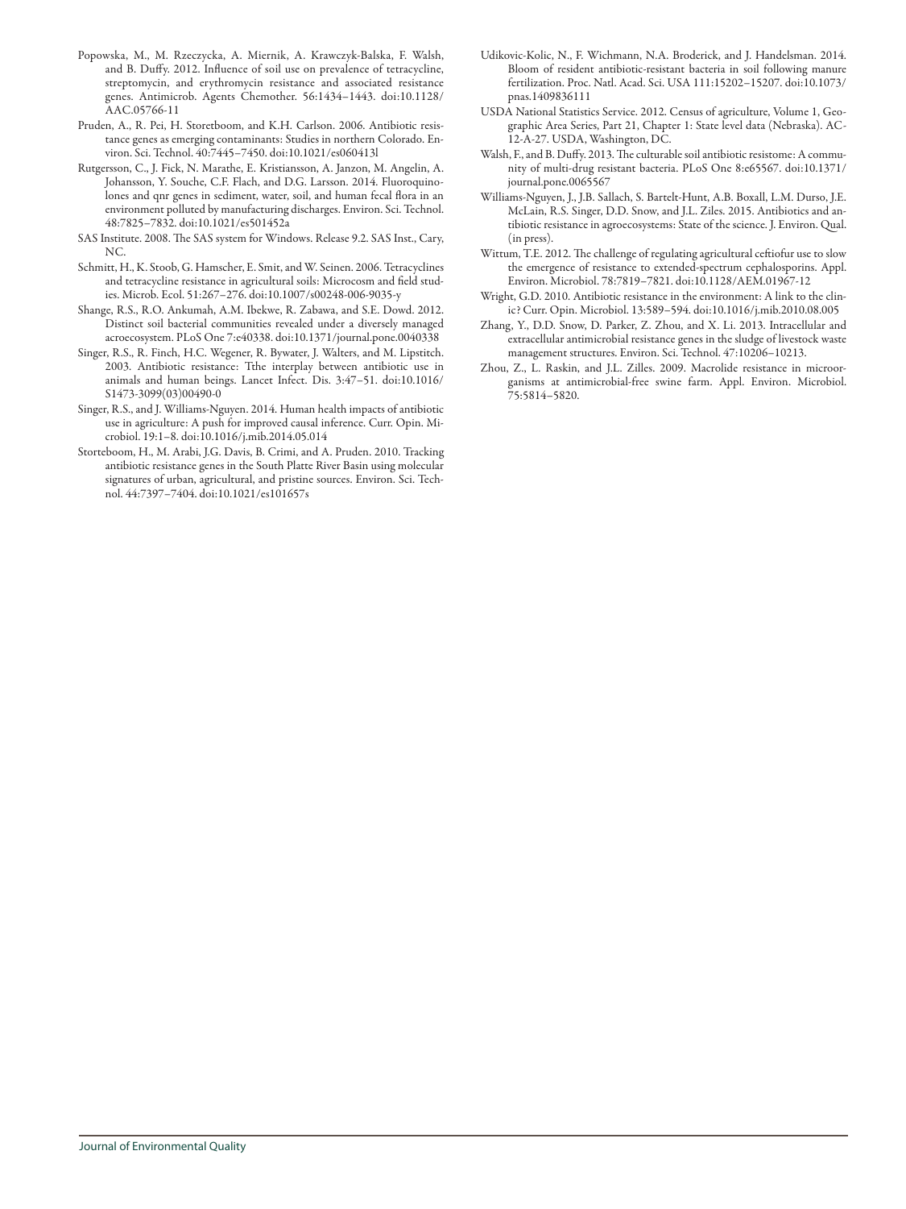Popowska, M., M. Rzeczycka, A. Miernik, A. Krawczyk-Balska, F. Walsh, and B. Duffy. 2012. Influence of soil use on prevalence of tetracycline, streptomycin, and erythromycin resistance and associated resistance genes. Antimicrob. Agents Chemother. 56:1434–1443. doi:10.1128/AAC.05766-11

Pruden, A., R. Pei, H. Storetboom, and K.H. Carlson. 2006. Antibiotic resistance genes as emerging contaminants: Studies in northern Colorado. Environ. Sci. Technol. 40:7445–7450. doi:10.1021/es060413l

Rutgersson, C., J. Fick, N. Marathe, E. Kristiansson, A. Janzon, M. Angelin, A. Johansson, Y. Souche, C.F. Flach, and D.G. Larsson. 2014. Fluoroquinolones and qnr genes in sediment, water, soil, and human fecal flora in an environment polluted by manufacturing discharges. Environ. Sci. Technol. 48:7825–7832. doi:10.1021/es501452a

SAS Institute. 2008. The SAS system for Windows. Release 9.2. SAS Inst., Cary, NC.

Schmitt, H., K. Stoob, G. Hamscher, E. Smit, and W. Seinen. 2006. Tetracyclines and tetracycline resistance in agricultural soils: Microcosm and field studies. Microb. Ecol. 51:267–276. doi:10.1007/s00248-006-9035-y

Shange, R.S., R.O. Ankumah, A.M. Ibekwe, R. Zabawa, and S.E. Dowd. 2012. Distinct soil bacterial communities revealed under a diversely managed acroecosystem. PLoS One 7:e40338. doi:10.1371/journal.pone.0040338

Singer, R.S., R. Finch, H.C. Wegener, R. Bywater, J. Walters, and M. Lipstitch. 2003. Antibiotic resistance: Tthe interplay between antibiotic use in animals and human beings. Lancet Infect. Dis. 3:47–51. doi:10.1016/S1473-3099(03)00490-0

Singer, R.S., and J. Williams-Nguyen. 2014. Human health impacts of antibiotic use in agriculture: A push for improved causal inference. Curr. Opin. Microbiol. 19:1–8. doi:10.1016/j.mib.2014.05.014

Storteboom, H., M. Arabi, J.G. Davis, B. Crimi, and A. Pruden. 2010. Tracking antibiotic resistance genes in the South Platte River Basin using molecular signatures of urban, agricultural, and pristine sources. Environ. Sci. Technol. 44:7397–7404. doi:10.1021/es101657s

Udikovic-Kolic, N., F. Wichmann, N.A. Broderick, and J. Handelsman. 2014. Bloom of resident antibiotic-resistant bacteria in soil following manure fertilization. Proc. Natl. Acad. Sci. USA 111:15202–15207. doi:10.1073/pnas.1409836111

USDA National Statistics Service. 2012. Census of agriculture, Volume 1, Geographic Area Series, Part 21, Chapter 1: State level data (Nebraska). AC-12-A-27. USDA, Washington, DC.

Walsh, F., and B. Duffy. 2013. The culturable soil antibiotic resistome: A community of multi-drug resistant bacteria. PLoS One 8:e65567. doi:10.1371/journal.pone.0065567

Williams-Nguyen, J., J.B. Sallach, S. Bartelt-Hunt, A.B. Boxall, L.M. Durso, J.E. McLain, R.S. Singer, D.D. Snow, and J.L. Zilles. 2015. Antibiotics and antibiotic resistance in agroecosystems: State of the science. J. Environ. Qual. (in press).

Wittum, T.E. 2012. The challenge of regulating agricultural ceftiofur use to slow the emergence of resistance to extended-spectrum cephalosporins. Appl. Environ. Microbiol. 78:7819–7821. doi:10.1128/AEM.01967-12

Wright, G.D. 2010. Antibiotic resistance in the environment: A link to the clinic? Curr. Opin. Microbiol. 13:589–594. doi:10.1016/j.mib.2010.08.005

Zhang, Y., D.D. Snow, D. Parker, Z. Zhou, and X. Li. 2013. Intracellular and extracellular antimicrobial resistance genes in the sludge of livestock waste management structures. Environ. Sci. Technol. 47:10206–10213.

Zhou, Z., L. Raskin, and J.L. Zilles. 2009. Macrolide resistance in microorganisms at antimicrobial-free swine farm. Appl. Environ. Microbiol. 75:5814–5820.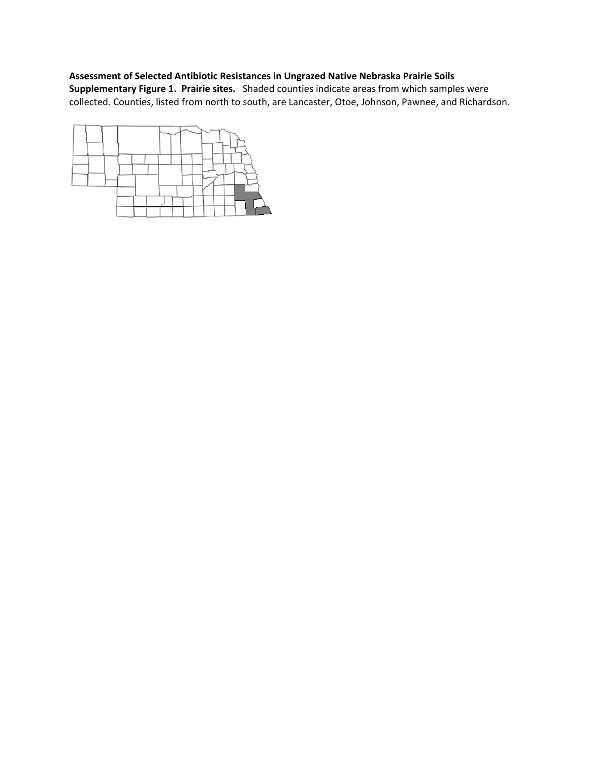**Assessment of Selected Antibiotic Resistances in Ungrazed Native Nebraska Prairie Soils**

**Supplementary Figure 1. Prairie sites.** Shaded counties indicate areas from which samples were collected. Counties, listed from north to south, are Lancaster, Otoe, Johnson, Pawnee, and Richardson.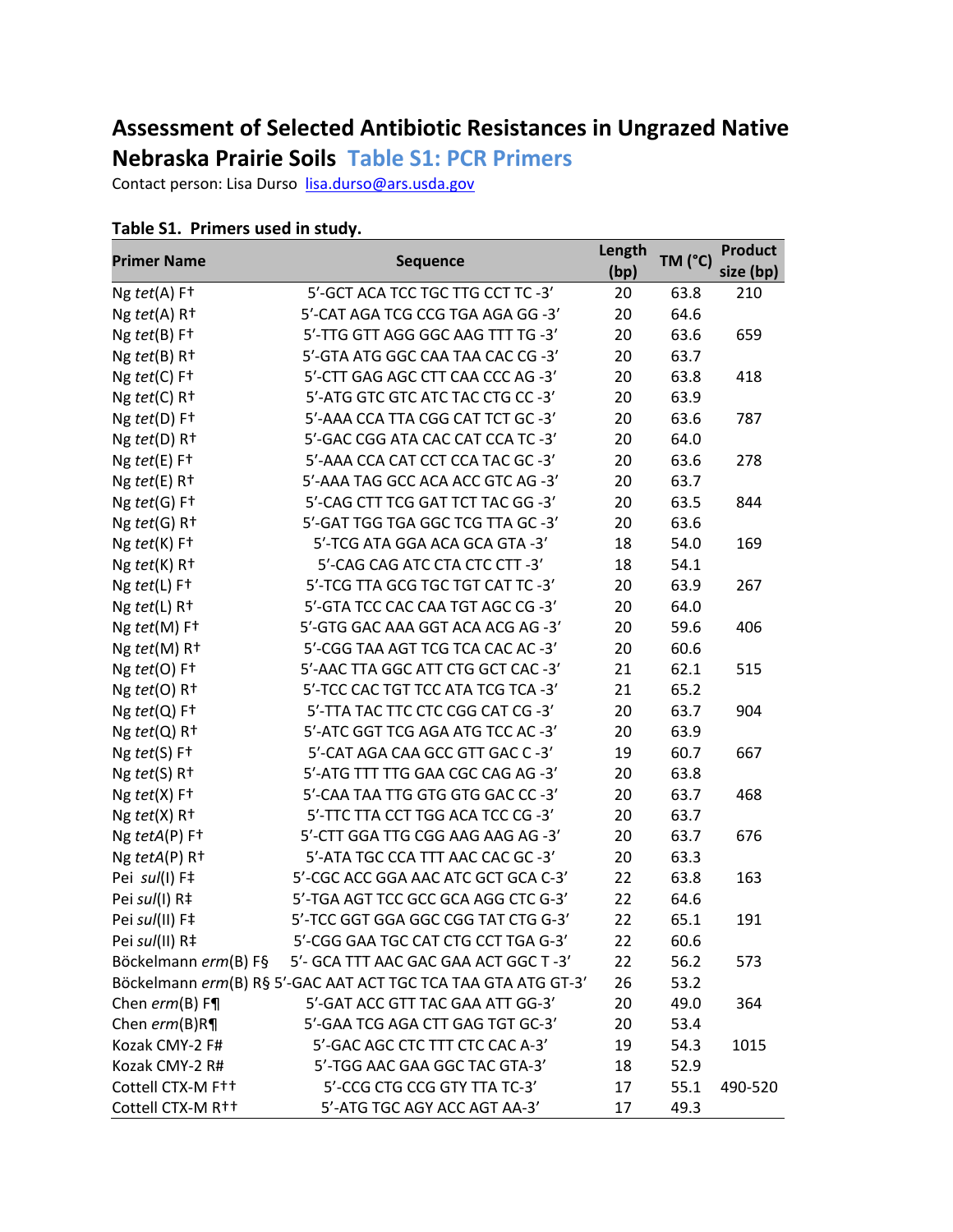# Assessment of Selected Antibiotic Resistances in Ungrazed Native Nebraska Prairie Soils **Table S1: PCR Primers**

Contact person: Lisa Durso lisa.durso@ars.usda.gov

**Table S1. Primers used in study.**

| Primer Name | Sequence | Length (bp) | TM (°C) | Product size (bp) |
|---|---|---|---|---|
| Ng *tet*(A) F† | 5′-GCT ACA TCC TGC TTG CCT TC -3′ | 20 | 63.8 | 210 |
| Ng *tet*(A) R† | 5′-CAT AGA TCG CCG TGA AGA GG -3′ | 20 | 64.6 | |
| Ng *tet*(B) F† | 5′-TTG GTT AGG GGC AAG TTT TG -3′ | 20 | 63.6 | 659 |
| Ng *tet*(B) R† | 5′-GTA ATG GGC CAA TAA CAC CG -3′ | 20 | 63.7 | |
| Ng *tet*(C) F† | 5′-CTT GAG AGC CTT CAA CCC AG -3′ | 20 | 63.8 | 418 |
| Ng *tet*(C) R† | 5′-ATG GTC GTC ATC TAC CTG CC -3′ | 20 | 63.9 | |
| Ng *tet*(D) F† | 5′-AAA CCA TTA CGG CAT TCT GC -3′ | 20 | 63.6 | 787 |
| Ng *tet*(D) R† | 5′-GAC CGG ATA CAC CAT CCA TC -3′ | 20 | 64.0 | |
| Ng *tet*(E) F† | 5′-AAA CCA CAT CCT CCA TAC GC -3′ | 20 | 63.6 | 278 |
| Ng *tet*(E) R† | 5′-AAA TAG GCC ACA ACC GTC AG -3′ | 20 | 63.7 | |
| Ng *tet*(G) F† | 5′-CAG CTT TCG GAT TCT TAC GG -3′ | 20 | 63.5 | 844 |
| Ng *tet*(G) R† | 5′-GAT TGG TGA GGC TCG TTA GC -3′ | 20 | 63.6 | |
| Ng *tet*(K) F† | 5′-TCG ATA GGA ACA GCA GTA -3′ | 18 | 54.0 | 169 |
| Ng *tet*(K) R† | 5′-CAG CAG ATC CTA CTC CTT -3′ | 18 | 54.1 | |
| Ng *tet*(L) F† | 5′-TCG TTA GCG TGC TGT CAT TC -3′ | 20 | 63.9 | 267 |
| Ng *tet*(L) R† | 5′-GTA TCC CAC CAA TGT AGC CG -3′ | 20 | 64.0 | |
| Ng *tet*(M) F† | 5′-GTG GAC AAA GGT ACA ACG AG -3′ | 20 | 59.6 | 406 |
| Ng *tet*(M) R† | 5′-CGG TAA AGT TCG TCA CAC AC -3′ | 20 | 60.6 | |
| Ng *tet*(O) F† | 5′-AAC TTA GGC ATT CTG GCT CAC -3′ | 21 | 62.1 | 515 |
| Ng *tet*(O) R† | 5′-TCC CAC TGT TCC ATA TCG TCA -3′ | 21 | 65.2 | |
| Ng *tet*(Q) F† | 5′-TTA TAC TTC CTC CGG CAT CG -3′ | 20 | 63.7 | 904 |
| Ng *tet*(Q) R† | 5′-ATC GGT TCG AGA ATG TCC AC -3′ | 20 | 63.9 | |
| Ng *tet*(S) F† | 5′-CAT AGA CAA GCC GTT GAC C -3′ | 19 | 60.7 | 667 |
| Ng *tet*(S) R† | 5′-ATG TTT TTG GAA CGC CAG AG -3′ | 20 | 63.8 | |
| Ng *tet*(X) F† | 5′-CAA TAA TTG GTG GTG GAC CC -3′ | 20 | 63.7 | 468 |
| Ng *tet*(X) R† | 5′-TTC TTA CCT TGG ACA TCC CG -3′ | 20 | 63.7 | |
| Ng *tetA*(P) F† | 5′-CTT GGA TTG CGG AAG AAG AG -3′ | 20 | 63.7 | 676 |
| Ng *tetA*(P) R† | 5′-ATA TGC CCA TTT AAC CAC GC -3′ | 20 | 63.3 | |
| Pei *sul*(I) F‡ | 5′-CGC ACC GGA AAC ATC GCT GCA C-3′ | 22 | 63.8 | 163 |
| Pei *sul*(I) R‡ | 5′-TGA AGT TCC GCC GCA AGG CTC G-3′ | 22 | 64.6 | |
| Pei *sul*(II) F‡ | 5′-TCC GGT GGA GGC CGG TAT CTG G-3′ | 22 | 65.1 | 191 |
| Pei *sul*(II) R‡ | 5′-CGG GAA TGC CAT CTG CCT TGA G-3′ | 22 | 60.6 | |
| Böckelmann *erm*(B) F§ | 5′- GCA TTT AAC GAC GAA ACT GGC T -3′ | 22 | 56.2 | 573 |
| Böckelmann *erm*(B) R§ | 5′-GAC AAT ACT TGC TCA TAA GTA ATG GT-3′ | 26 | 53.2 | |
| Chen *erm*(B) F¶ | 5′-GAT ACC GTT TAC GAA ATT GG-3′ | 20 | 49.0 | 364 |
| Chen *erm*(B)R¶ | 5′-GAA TCG AGA CTT GAG TGT GC-3′ | 20 | 53.4 | |
| Kozak CMY-2 F# | 5′-GAC AGC CTC TTT CTC CAC A-3′ | 19 | 54.3 | 1015 |
| Kozak CMY-2 R# | 5′-TGG AAC GAA GGC TAC GTA-3′ | 18 | 52.9 | |
| Cottell CTX-M F†† | 5′-CCG CTG CCG GTY TTA TC-3′ | 17 | 55.1 | 490-520 |
| Cottell CTX-M R†† | 5′-ATG TGC AGY ACC AGT AA-3′ | 17 | 49.3 | |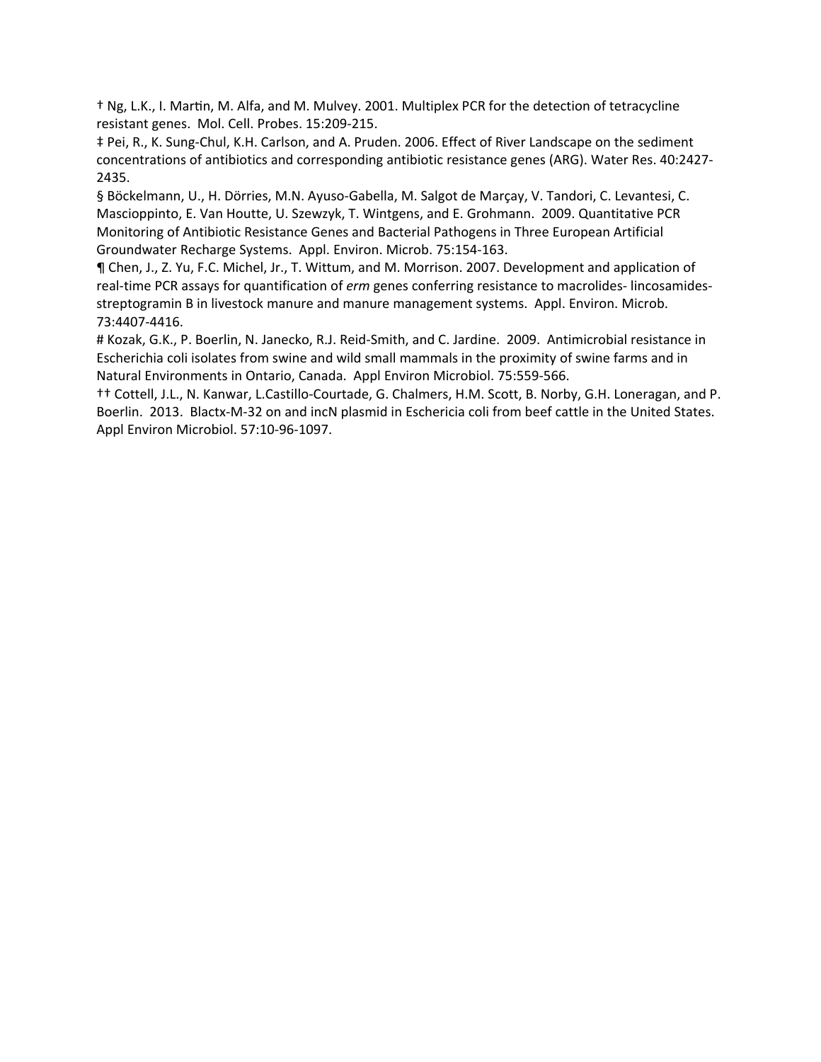† Ng, L.K., I. Martin, M. Alfa, and M. Mulvey. 2001. Multiplex PCR for the detection of tetracycline resistant genes. Mol. Cell. Probes. 15:209-215.

‡ Pei, R., K. Sung-Chul, K.H. Carlson, and A. Pruden. 2006. Effect of River Landscape on the sediment concentrations of antibiotics and corresponding antibiotic resistance genes (ARG). Water Res. 40:2427-2435.

§ Böckelmann, U., H. Dörries, M.N. Ayuso-Gabella, M. Salgot de Marçay, V. Tandori, C. Levantesi, C. Mascioppinto, E. Van Houtte, U. Szewzyk, T. Wintgens, and E. Grohmann. 2009. Quantitative PCR Monitoring of Antibiotic Resistance Genes and Bacterial Pathogens in Three European Artificial Groundwater Recharge Systems. Appl. Environ. Microb. 75:154-163.

¶ Chen, J., Z. Yu, F.C. Michel, Jr., T. Wittum, and M. Morrison. 2007. Development and application of real-time PCR assays for quantification of *erm* genes conferring resistance to macrolides- lincosamides-streptogramin B in livestock manure and manure management systems. Appl. Environ. Microb. 73:4407-4416.

# Kozak, G.K., P. Boerlin, N. Janecko, R.J. Reid-Smith, and C. Jardine. 2009. Antimicrobial resistance in Escherichia coli isolates from swine and wild small mammals in the proximity of swine farms and in Natural Environments in Ontario, Canada. Appl Environ Microbiol. 75:559-566.

†† Cottell, J.L., N. Kanwar, L.Castillo-Courtade, G. Chalmers, H.M. Scott, B. Norby, G.H. Loneragan, and P. Boerlin. 2013. Blactx-M-32 on and incN plasmid in Eschericia coli from beef cattle in the United States. Appl Environ Microbiol. 57:10-96-1097.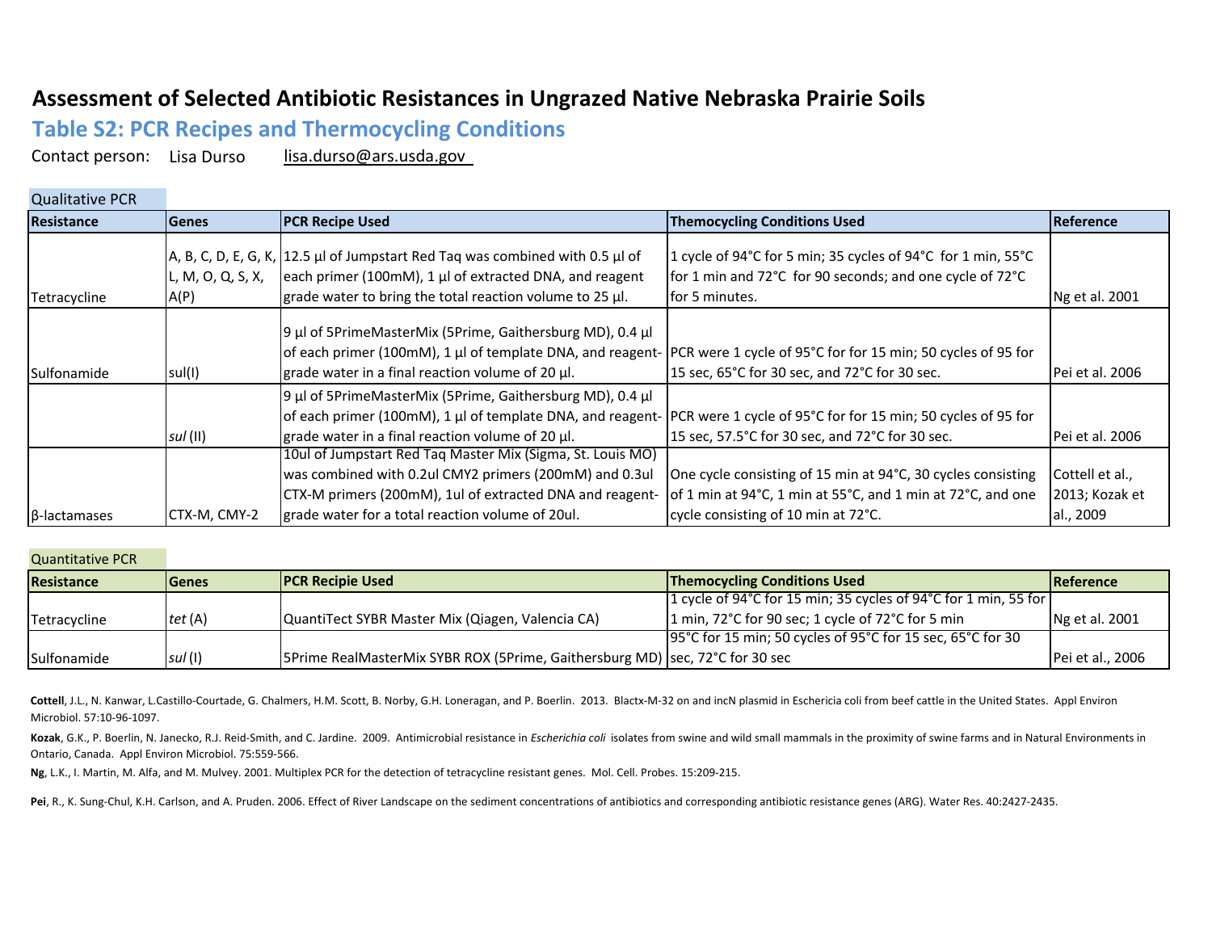# Assessment of Selected Antibiotic Resistances in Ungrazed Native Nebraska Prairie Soils

## Table S2: PCR Recipes and Thermocycling Conditions

Contact person: Lisa Durso lisa.durso@ars.usda.gov

Qualitative PCR

| Resistance | Genes | PCR Recipe Used | Themocycling Conditions Used | Reference |
|---|---|---|---|---|
| Tetracycline | A, B, C, D, E, G, K, L, M, O, Q, S, X, A(P) | 12.5 µl of Jumpstart Red Taq was combined with 0.5 µl of each primer (100mM), 1 µl of extracted DNA, and reagent grade water to bring the total reaction volume to 25 µl. | 1 cycle of 94°C for 5 min; 35 cycles of 94°C for 1 min, 55°C for 1 min and 72°C for 90 seconds; and one cycle of 72°C for 5 minutes. | Ng et al. 2001 |
| Sulfonamide | sul(I) | 9 µl of 5PrimeMasterMix (5Prime, Gaithersburg MD), 0.4 µl of each primer (100mM), 1 µl of template DNA, and reagent-grade water in a final reaction volume of 20 µl. | PCR were 1 cycle of 95°C for for 15 min; 50 cycles of 95 for 15 sec, 65°C for 30 sec, and 72°C for 30 sec. | Pei et al. 2006 |
| | *sul* (II) | 9 µl of 5PrimeMasterMix (5Prime, Gaithersburg MD), 0.4 µl of each primer (100mM), 1 µl of template DNA, and reagent-grade water in a final reaction volume of 20 µl. | PCR were 1 cycle of 95°C for for 15 min; 50 cycles of 95 for 15 sec, 57.5°C for 30 sec, and 72°C for 30 sec. | Pei et al. 2006 |
| β-lactamases | CTX-M, CMY-2 | 10ul of Jumpstart Red Taq Master Mix (Sigma, St. Louis MO) was combined with 0.2ul CMY2 primers (200mM) and 0.3ul CTX-M primers (200mM), 1ul of extracted DNA and reagent-grade water for a total reaction volume of 20ul. | One cycle consisting of 15 min at 94°C, 30 cycles consisting of 1 min at 94°C, 1 min at 55°C, and 1 min at 72°C, and one cycle consisting of 10 min at 72°C. | Cottell et al., 2013; Kozak et al., 2009 |

Quantitative PCR

| Resistance | Genes | PCR Recipie Used | Themocycling Conditions Used | Reference |
|---|---|---|---|---|
| Tetracycline | *tet* (A) | QuantiTect SYBR Master Mix (Qiagen, Valencia CA) | 1 cycle of 94°C for 15 min; 35 cycles of 94°C for 1 min, 55 for 1 min, 72°C for 90 sec; 1 cycle of 72°C for 5 min | Ng et al. 2001 |
| Sulfonamide | *sul* (I) | 5Prime RealMasterMix SYBR ROX (5Prime, Gaithersburg MD) | 95°C for 15 min; 50 cycles of 95°C for 15 sec, 65°C for 30 sec, 72°C for 30 sec | Pei et al., 2006 |

**Cottell**, J.L., N. Kanwar, L.Castillo-Courtade, G. Chalmers, H.M. Scott, B. Norby, G.H. Loneragan, and P. Boerlin. 2013. Blactx-M-32 on and incN plasmid in Eschericia coli from beef cattle in the United States. Appl Environ Microbiol. 57:10-96-1097.

**Kozak**, G.K., P. Boerlin, N. Janecko, R.J. Reid-Smith, and C. Jardine. 2009. Antimicrobial resistance in *Escherichia coli* isolates from swine and wild small mammals in the proximity of swine farms and in Natural Environments in Ontario, Canada. Appl Environ Microbiol. 75:559-566.

**Ng**, L.K., I. Martin, M. Alfa, and M. Mulvey. 2001. Multiplex PCR for the detection of tetracycline resistant genes. Mol. Cell. Probes. 15:209-215.

**Pei**, R., K. Sung-Chul, K.H. Carlson, and A. Pruden. 2006. Effect of River Landscape on the sediment concentrations of antibiotics and corresponding antibiotic resistance genes (ARG). Water Res. 40:2427-2435.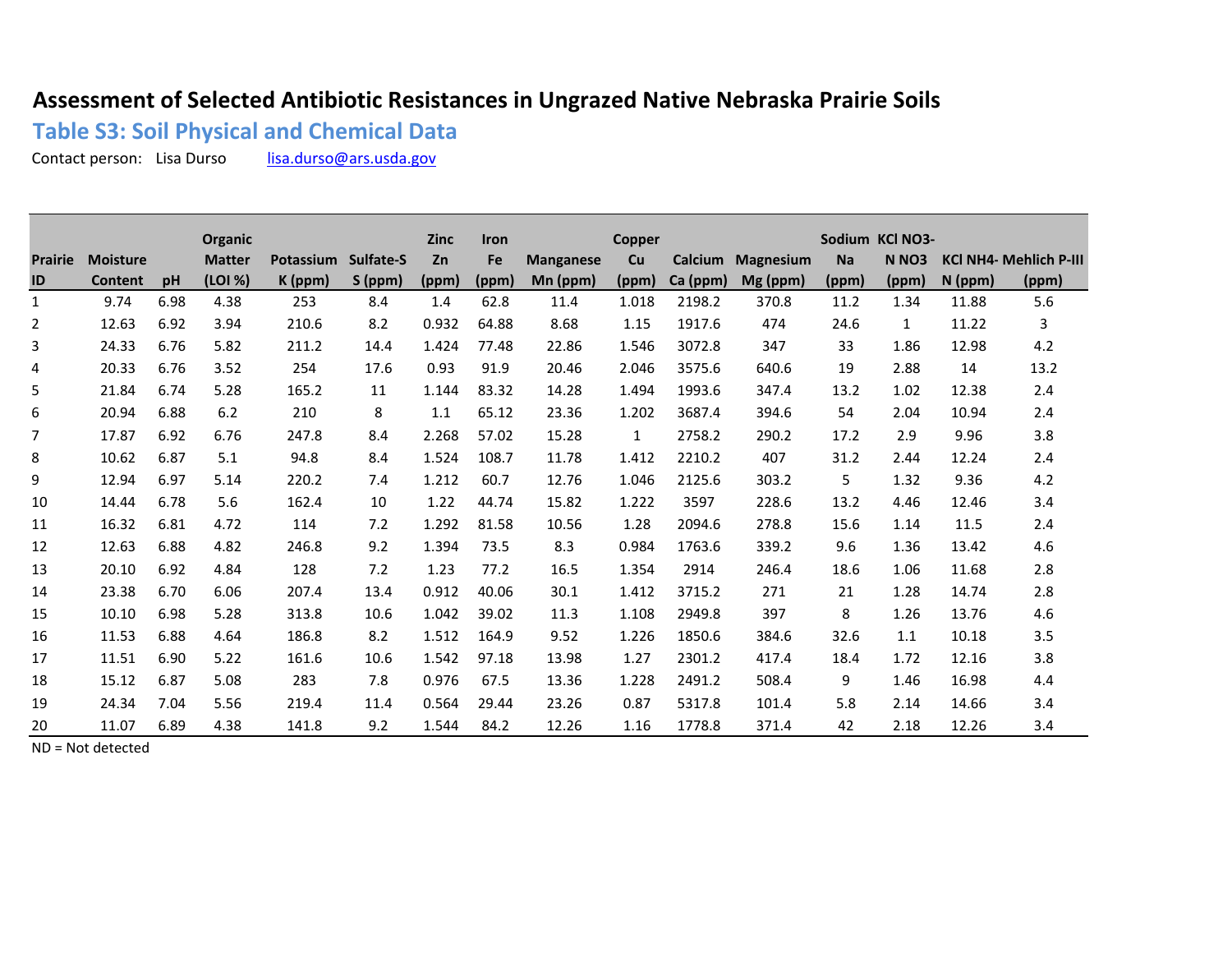# Assessment of Selected Antibiotic Resistances in Ungrazed Native Nebraska Prairie Soils

## Table S3: Soil Physical and Chemical Data

Contact person: Lisa Durso lisa.durso@ars.usda.gov

| Prairie ID | Moisture Content | pH | Organic Matter (LOI %) | Potassium K (ppm) | Sulfate-S S (ppm) | Zinc Zn (ppm) | Iron Fe (ppm) | Manganese Mn (ppm) | Copper Cu (ppm) | Calcium Ca (ppm) | Magnesium Mg (ppm) | Sodium Na (ppm) | KCl NO3-N NO3 (ppm) | KCl NH4-N (ppm) | Mehlich P-III (ppm) |
|---|---|---|---|---|---|---|---|---|---|---|---|---|---|---|---|
| 1 | 9.74 | 6.98 | 4.38 | 253 | 8.4 | 1.4 | 62.8 | 11.4 | 1.018 | 2198.2 | 370.8 | 11.2 | 1.34 | 11.88 | 5.6 |
| 2 | 12.63 | 6.92 | 3.94 | 210.6 | 8.2 | 0.932 | 64.88 | 8.68 | 1.15 | 1917.6 | 474 | 24.6 | 1 | 11.22 | 3 |
| 3 | 24.33 | 6.76 | 5.82 | 211.2 | 14.4 | 1.424 | 77.48 | 22.86 | 1.546 | 3072.8 | 347 | 33 | 1.86 | 12.98 | 4.2 |
| 4 | 20.33 | 6.76 | 3.52 | 254 | 17.6 | 0.93 | 91.9 | 20.46 | 2.046 | 3575.6 | 640.6 | 19 | 2.88 | 14 | 13.2 |
| 5 | 21.84 | 6.74 | 5.28 | 165.2 | 11 | 1.144 | 83.32 | 14.28 | 1.494 | 1993.6 | 347.4 | 13.2 | 1.02 | 12.38 | 2.4 |
| 6 | 20.94 | 6.88 | 6.2 | 210 | 8 | 1.1 | 65.12 | 23.36 | 1.202 | 3687.4 | 394.6 | 54 | 2.04 | 10.94 | 2.4 |
| 7 | 17.87 | 6.92 | 6.76 | 247.8 | 8.4 | 2.268 | 57.02 | 15.28 | 1 | 2758.2 | 290.2 | 17.2 | 2.9 | 9.96 | 3.8 |
| 8 | 10.62 | 6.87 | 5.1 | 94.8 | 8.4 | 1.524 | 108.7 | 11.78 | 1.412 | 2210.2 | 407 | 31.2 | 2.44 | 12.24 | 2.4 |
| 9 | 12.94 | 6.97 | 5.14 | 220.2 | 7.4 | 1.212 | 60.7 | 12.76 | 1.046 | 2125.6 | 303.2 | 5 | 1.32 | 9.36 | 4.2 |
| 10 | 14.44 | 6.78 | 5.6 | 162.4 | 10 | 1.22 | 44.74 | 15.82 | 1.222 | 3597 | 228.6 | 13.2 | 4.46 | 12.46 | 3.4 |
| 11 | 16.32 | 6.81 | 4.72 | 114 | 7.2 | 1.292 | 81.58 | 10.56 | 1.28 | 2094.6 | 278.8 | 15.6 | 1.14 | 11.5 | 2.4 |
| 12 | 12.63 | 6.88 | 4.82 | 246.8 | 9.2 | 1.394 | 73.5 | 8.3 | 0.984 | 1763.6 | 339.2 | 9.6 | 1.36 | 13.42 | 4.6 |
| 13 | 20.10 | 6.92 | 4.84 | 128 | 7.2 | 1.23 | 77.2 | 16.5 | 1.354 | 2914 | 246.4 | 18.6 | 1.06 | 11.68 | 2.8 |
| 14 | 23.38 | 6.70 | 6.06 | 207.4 | 13.4 | 0.912 | 40.06 | 30.1 | 1.412 | 3715.2 | 271 | 21 | 1.28 | 14.74 | 2.8 |
| 15 | 10.10 | 6.98 | 5.28 | 313.8 | 10.6 | 1.042 | 39.02 | 11.3 | 1.108 | 2949.8 | 397 | 8 | 1.26 | 13.76 | 4.6 |
| 16 | 11.53 | 6.88 | 4.64 | 186.8 | 8.2 | 1.512 | 164.9 | 9.52 | 1.226 | 1850.6 | 384.6 | 32.6 | 1.1 | 10.18 | 3.5 |
| 17 | 11.51 | 6.90 | 5.22 | 161.6 | 10.6 | 1.542 | 97.18 | 13.98 | 1.27 | 2301.2 | 417.4 | 18.4 | 1.72 | 12.16 | 3.8 |
| 18 | 15.12 | 6.87 | 5.08 | 283 | 7.8 | 0.976 | 67.5 | 13.36 | 1.228 | 2491.2 | 508.4 | 9 | 1.46 | 16.98 | 4.4 |
| 19 | 24.34 | 7.04 | 5.56 | 219.4 | 11.4 | 0.564 | 29.44 | 23.26 | 0.87 | 5317.8 | 101.4 | 5.8 | 2.14 | 14.66 | 3.4 |
| 20 | 11.07 | 6.89 | 4.38 | 141.8 | 9.2 | 1.544 | 84.2 | 12.26 | 1.16 | 1778.8 | 371.4 | 42 | 2.18 | 12.26 | 3.4 |

ND = Not detected